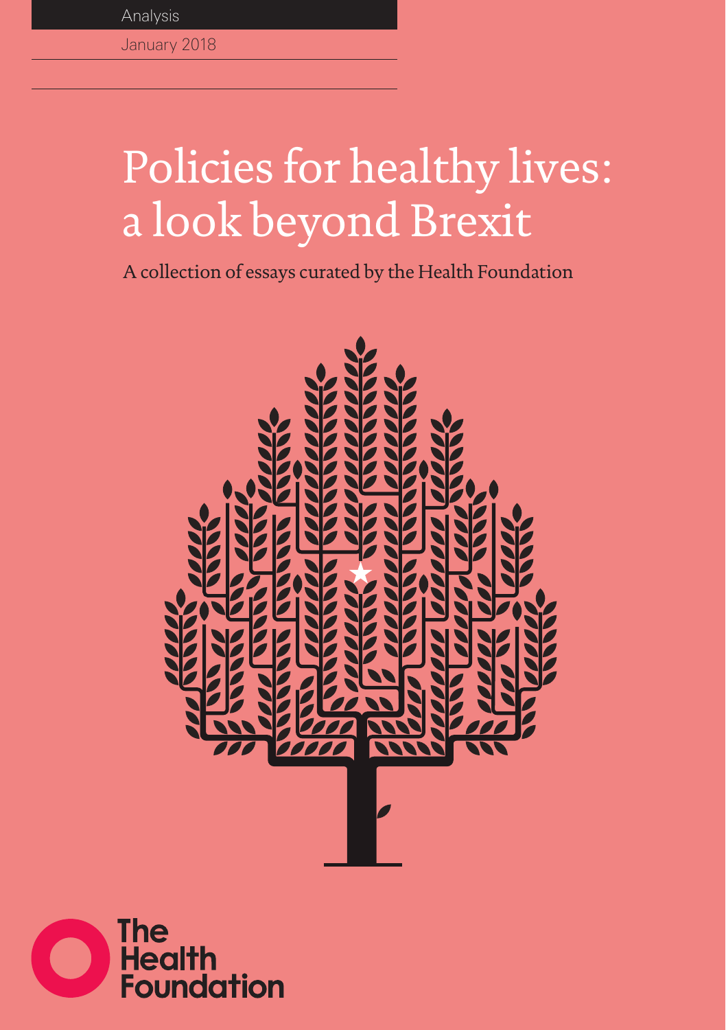Analysis

January 2018

# Policies for healthy lives: a look beyond Brexit

A collection of essays curated by the Health Foundation

The Health Foundation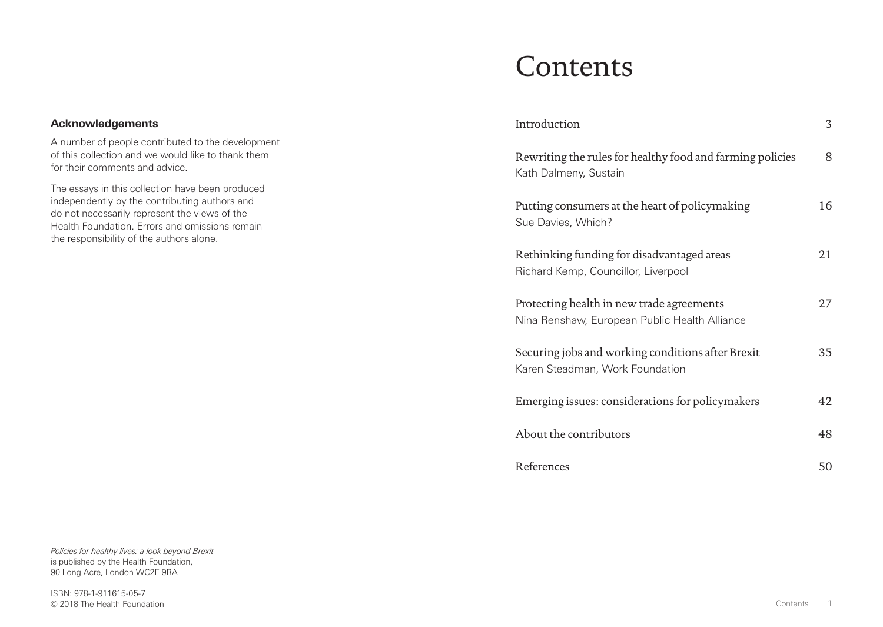**Acknowledgements**

A number of people contributed to the development of this collection and we would like to thank them for their comments and advice.

The essays in this collection have been produced independently by the contributing authors and do not necessarily represent the views of the Health Foundation. Errors and omissions remain the responsibility of the authors alone.

*Policies for healthy lives: a look beyond Brexit* is published by the Health Foundation, 90 Long Acre, London WC2E 9RA

ISBN: 978-1-911615-05-7
© 2018 The Health Foundation

# Contents

| | |
|---|---|
| Introduction | 3 |
| Rewriting the rules for healthy food and farming policies<br>Kath Dalmeny, Sustain | 8 |
| Putting consumers at the heart of policymaking<br>Sue Davies, Which? | 16 |
| Rethinking funding for disadvantaged areas<br>Richard Kemp, Councillor, Liverpool | 21 |
| Protecting health in new trade agreements<br>Nina Renshaw, European Public Health Alliance | 27 |
| Securing jobs and working conditions after Brexit<br>Karen Steadman, Work Foundation | 35 |
| Emerging issues: considerations for policymakers | 42 |
| About the contributors | 48 |
| References | 50 |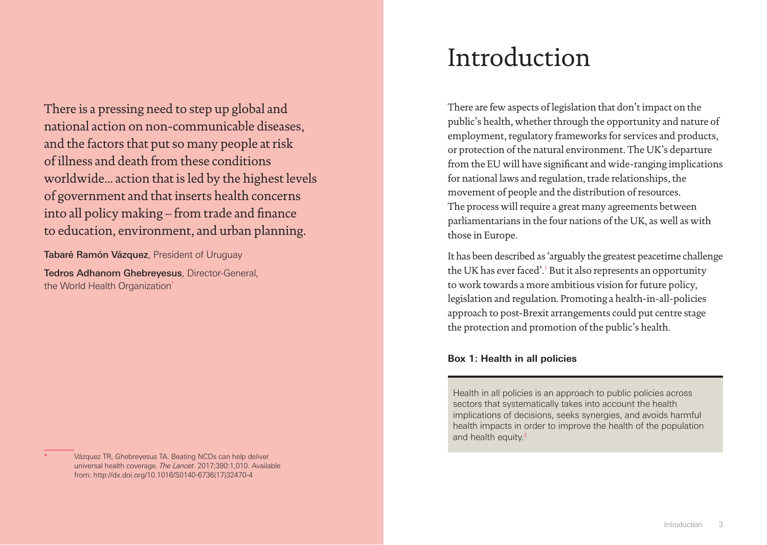> There is a pressing need to step up global and national action on non-communicable diseases, and the factors that put so many people at risk of illness and death from these conditions worldwide… action that is led by the highest levels of government and that inserts health concerns into all policy making – from trade and finance to education, environment, and urban planning.

**Tabaré Ramón Vázquez**, President of Uruguay

**Tedros Adhanom Ghebreyesus**, Director-General, the World Health Organization[*]

[*] Vázquez TR, Ghebreyesus TA. Beating NCDs can help deliver universal health coverage. *The Lancet*. 2017;390:1,010. Available from: http://dx.doi.org/10.1016/S0140-6736(17)32470-4

# Introduction

There are few aspects of legislation that don't impact on the public's health, whether through the opportunity and nature of employment, regulatory frameworks for services and products, or protection of the natural environment. The UK's departure from the EU will have significant and wide-ranging implications for national laws and regulation, trade relationships, the movement of people and the distribution of resources. The process will require a great many agreements between parliamentarians in the four nations of the UK, as well as with those in Europe.

It has been described as 'arguably the greatest peacetime challenge the UK has ever faced'.[1] But it also represents an opportunity to work towards a more ambitious vision for future policy, legislation and regulation. Promoting a health-in-all-policies approach to post-Brexit arrangements could put centre stage the protection and promotion of the public's health.

**Box 1: Health in all policies**

Health in all policies is an approach to public policies across sectors that systematically takes into account the health implications of decisions, seeks synergies, and avoids harmful health impacts in order to improve the health of the population and health equity.[2]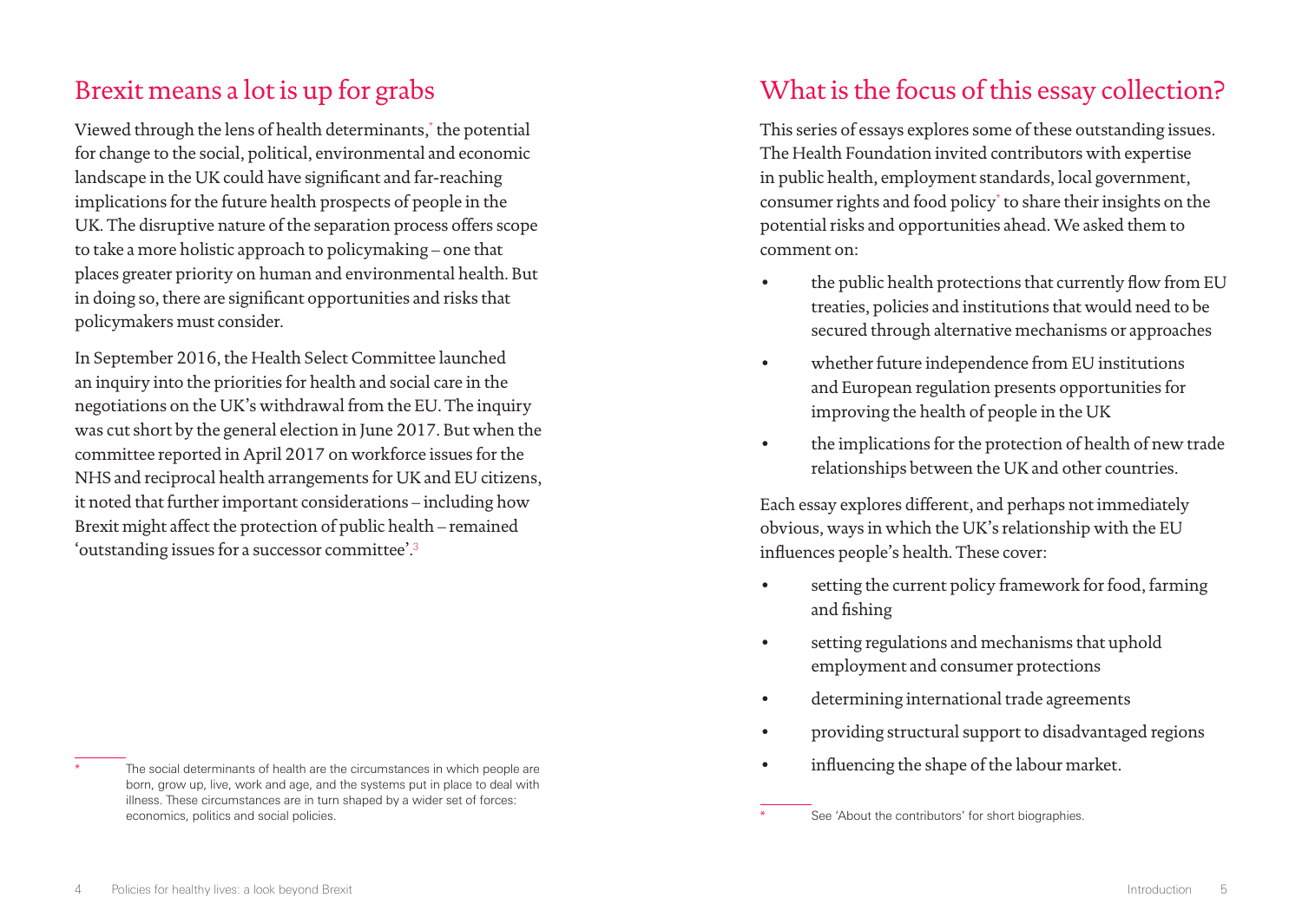## Brexit means a lot is up for grabs

Viewed through the lens of health determinants,* the potential for change to the social, political, environmental and economic landscape in the UK could have significant and far-reaching implications for the future health prospects of people in the UK. The disruptive nature of the separation process offers scope to take a more holistic approach to policymaking – one that places greater priority on human and environmental health. But in doing so, there are significant opportunities and risks that policymakers must consider.

In September 2016, the Health Select Committee launched an inquiry into the priorities for health and social care in the negotiations on the UK's withdrawal from the EU. The inquiry was cut short by the general election in June 2017. But when the committee reported in April 2017 on workforce issues for the NHS and reciprocal health arrangements for UK and EU citizens, it noted that further important considerations – including how Brexit might affect the protection of public health – remained 'outstanding issues for a successor committee'.[3]

\* The social determinants of health are the circumstances in which people are born, grow up, live, work and age, and the systems put in place to deal with illness. These circumstances are in turn shaped by a wider set of forces: economics, politics and social policies.

## What is the focus of this essay collection?

This series of essays explores some of these outstanding issues. The Health Foundation invited contributors with expertise in public health, employment standards, local government, consumer rights and food policy* to share their insights on the potential risks and opportunities ahead. We asked them to comment on:

- the public health protections that currently flow from EU treaties, policies and institutions that would need to be secured through alternative mechanisms or approaches
- whether future independence from EU institutions and European regulation presents opportunities for improving the health of people in the UK
- the implications for the protection of health of new trade relationships between the UK and other countries.

Each essay explores different, and perhaps not immediately obvious, ways in which the UK's relationship with the EU influences people's health. These cover:

- setting the current policy framework for food, farming and fishing
- setting regulations and mechanisms that uphold employment and consumer protections
- determining international trade agreements
- providing structural support to disadvantaged regions
- influencing the shape of the labour market.

\* See 'About the contributors' for short biographies.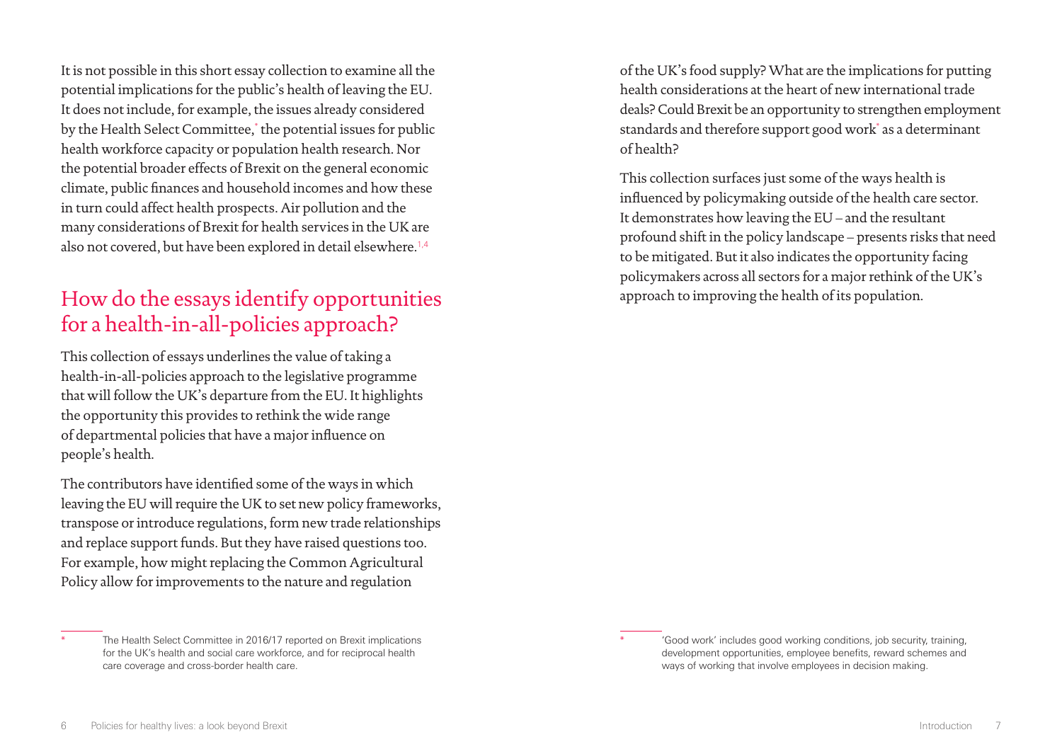It is not possible in this short essay collection to examine all the potential implications for the public's health of leaving the EU. It does not include, for example, the issues already considered by the Health Select Committee,* the potential issues for public health workforce capacity or population health research. Nor the potential broader effects of Brexit on the general economic climate, public finances and household incomes and how these in turn could affect health prospects. Air pollution and the many considerations of Brexit for health services in the UK are also not covered, but have been explored in detail elsewhere.[1,4]

## How do the essays identify opportunities for a health-in-all-policies approach?

This collection of essays underlines the value of taking a health-in-all-policies approach to the legislative programme that will follow the UK's departure from the EU. It highlights the opportunity this provides to rethink the wide range of departmental policies that have a major influence on people's health.

The contributors have identified some of the ways in which leaving the EU will require the UK to set new policy frameworks, transpose or introduce regulations, form new trade relationships and replace support funds. But they have raised questions too. For example, how might replacing the Common Agricultural Policy allow for improvements to the nature and regulation of the UK's food supply? What are the implications for putting health considerations at the heart of new international trade deals? Could Brexit be an opportunity to strengthen employment standards and therefore support good work* as a determinant of health?

This collection surfaces just some of the ways health is influenced by policymaking outside of the health care sector. It demonstrates how leaving the EU – and the resultant profound shift in the policy landscape – presents risks that need to be mitigated. But it also indicates the opportunity facing policymakers across all sectors for a major rethink of the UK's approach to improving the health of its population.

---

\* The Health Select Committee in 2016/17 reported on Brexit implications for the UK's health and social care workforce, and for reciprocal health care coverage and cross-border health care.

\* 'Good work' includes good working conditions, job security, training, development opportunities, employee benefits, reward schemes and ways of working that involve employees in decision making.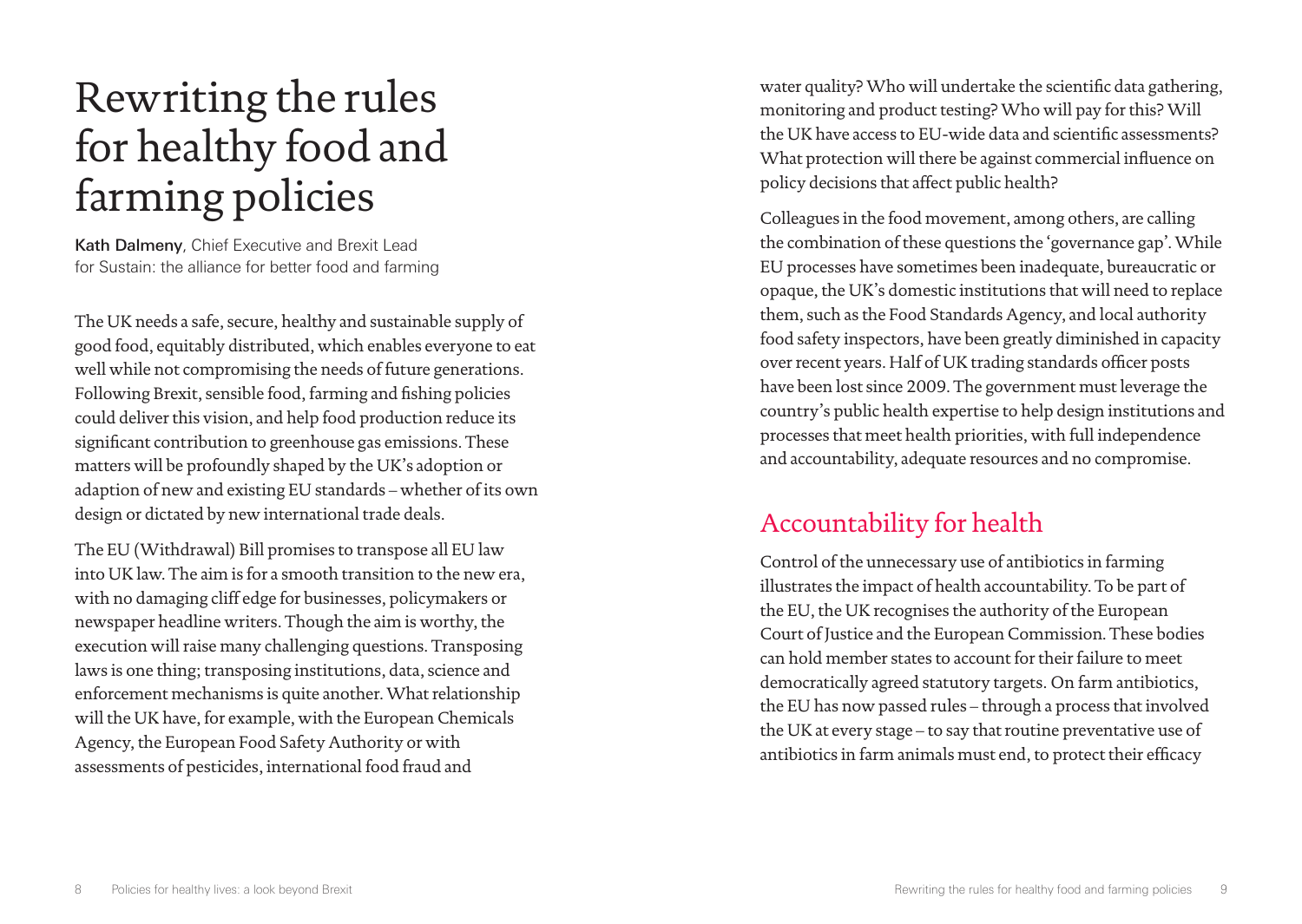# Rewriting the rules for healthy food and farming policies

**Kath Dalmeny**, Chief Executive and Brexit Lead for Sustain: the alliance for better food and farming

The UK needs a safe, secure, healthy and sustainable supply of good food, equitably distributed, which enables everyone to eat well while not compromising the needs of future generations. Following Brexit, sensible food, farming and fishing policies could deliver this vision, and help food production reduce its significant contribution to greenhouse gas emissions. These matters will be profoundly shaped by the UK's adoption or adaption of new and existing EU standards – whether of its own design or dictated by new international trade deals.

The EU (Withdrawal) Bill promises to transpose all EU law into UK law. The aim is for a smooth transition to the new era, with no damaging cliff edge for businesses, policymakers or newspaper headline writers. Though the aim is worthy, the execution will raise many challenging questions. Transposing laws is one thing; transposing institutions, data, science and enforcement mechanisms is quite another. What relationship will the UK have, for example, with the European Chemicals Agency, the European Food Safety Authority or with assessments of pesticides, international food fraud and water quality? Who will undertake the scientific data gathering, monitoring and product testing? Who will pay for this? Will the UK have access to EU-wide data and scientific assessments? What protection will there be against commercial influence on policy decisions that affect public health?

Colleagues in the food movement, among others, are calling the combination of these questions the 'governance gap'. While EU processes have sometimes been inadequate, bureaucratic or opaque, the UK's domestic institutions that will need to replace them, such as the Food Standards Agency, and local authority food safety inspectors, have been greatly diminished in capacity over recent years. Half of UK trading standards officer posts have been lost since 2009. The government must leverage the country's public health expertise to help design institutions and processes that meet health priorities, with full independence and accountability, adequate resources and no compromise.

## Accountability for health

Control of the unnecessary use of antibiotics in farming illustrates the impact of health accountability. To be part of the EU, the UK recognises the authority of the European Court of Justice and the European Commission. These bodies can hold member states to account for their failure to meet democratically agreed statutory targets. On farm antibiotics, the EU has now passed rules – through a process that involved the UK at every stage – to say that routine preventative use of antibiotics in farm animals must end, to protect their efficacy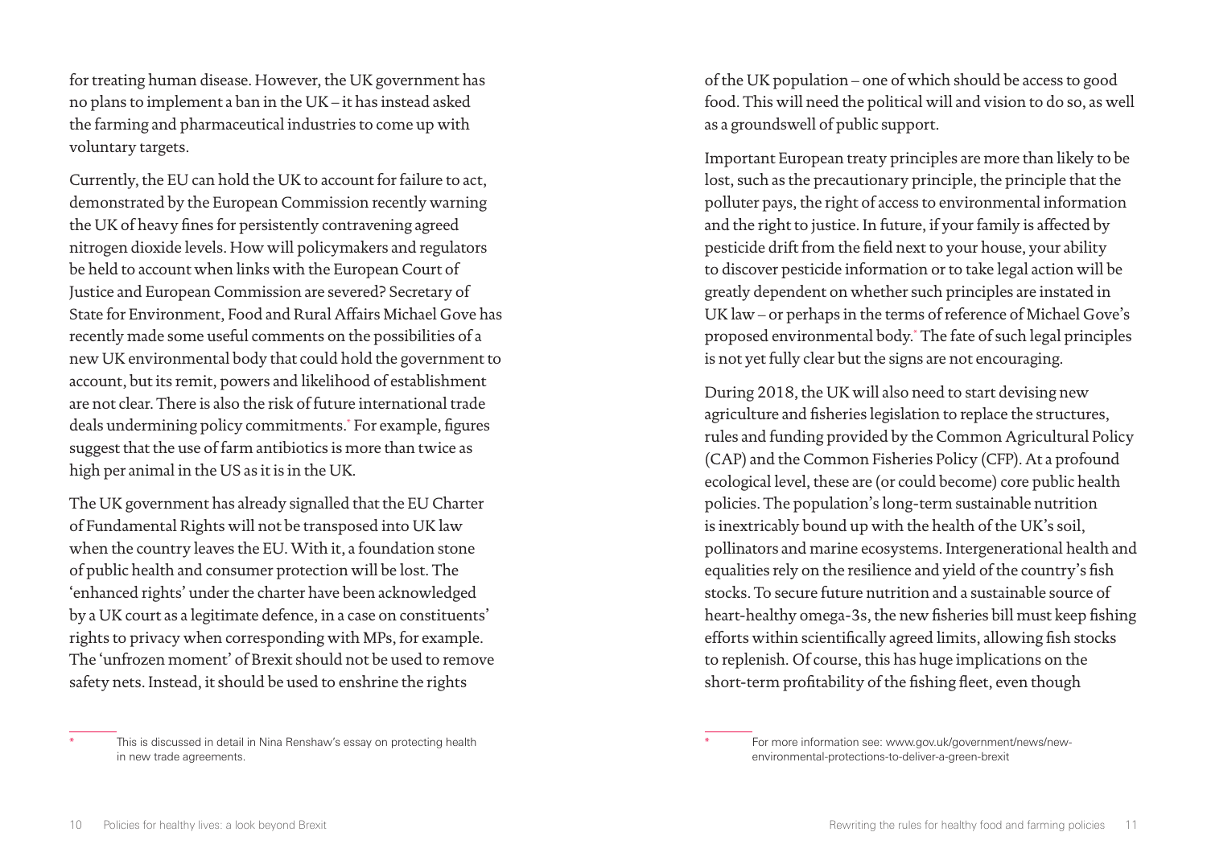for treating human disease. However, the UK government has no plans to implement a ban in the UK – it has instead asked the farming and pharmaceutical industries to come up with voluntary targets.

Currently, the EU can hold the UK to account for failure to act, demonstrated by the European Commission recently warning the UK of heavy fines for persistently contravening agreed nitrogen dioxide levels. How will policymakers and regulators be held to account when links with the European Court of Justice and European Commission are severed? Secretary of State for Environment, Food and Rural Affairs Michael Gove has recently made some useful comments on the possibilities of a new UK environmental body that could hold the government to account, but its remit, powers and likelihood of establishment are not clear. There is also the risk of future international trade deals undermining policy commitments.* For example, figures suggest that the use of farm antibiotics is more than twice as high per animal in the US as it is in the UK.

The UK government has already signalled that the EU Charter of Fundamental Rights will not be transposed into UK law when the country leaves the EU. With it, a foundation stone of public health and consumer protection will be lost. The 'enhanced rights' under the charter have been acknowledged by a UK court as a legitimate defence, in a case on constituents' rights to privacy when corresponding with MPs, for example. The 'unfrozen moment' of Brexit should not be used to remove safety nets. Instead, it should be used to enshrine the rights of the UK population – one of which should be access to good food. This will need the political will and vision to do so, as well as a groundswell of public support.

Important European treaty principles are more than likely to be lost, such as the precautionary principle, the principle that the polluter pays, the right of access to environmental information and the right to justice. In future, if your family is affected by pesticide drift from the field next to your house, your ability to discover pesticide information or to take legal action will be greatly dependent on whether such principles are instated in UK law – or perhaps in the terms of reference of Michael Gove's proposed environmental body.* The fate of such legal principles is not yet fully clear but the signs are not encouraging.

During 2018, the UK will also need to start devising new agriculture and fisheries legislation to replace the structures, rules and funding provided by the Common Agricultural Policy (CAP) and the Common Fisheries Policy (CFP). At a profound ecological level, these are (or could become) core public health policies. The population's long-term sustainable nutrition is inextricably bound up with the health of the UK's soil, pollinators and marine ecosystems. Intergenerational health and equalities rely on the resilience and yield of the country's fish stocks. To secure future nutrition and a sustainable source of heart-healthy omega-3s, the new fisheries bill must keep fishing efforts within scientifically agreed limits, allowing fish stocks to replenish. Of course, this has huge implications on the short-term profitability of the fishing fleet, even though

* This is discussed in detail in Nina Renshaw's essay on protecting health in new trade agreements.

* For more information see: www.gov.uk/government/news/new-environmental-protections-to-deliver-a-green-brexit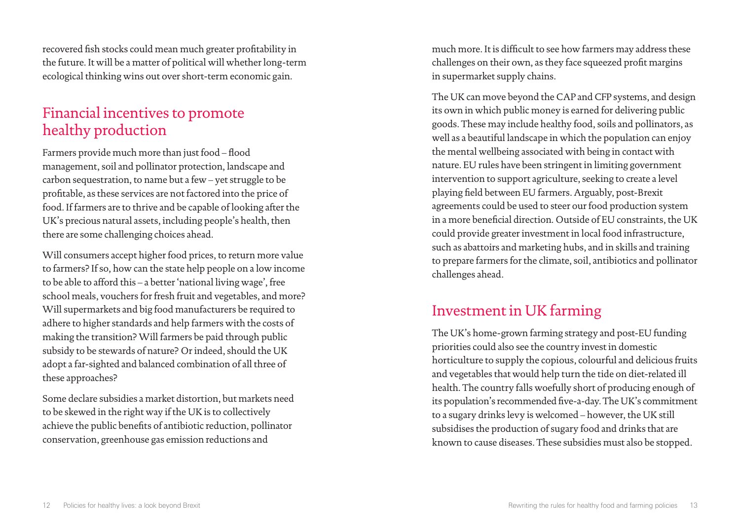recovered fish stocks could mean much greater profitability in the future. It will be a matter of political will whether long-term ecological thinking wins out over short-term economic gain.

## Financial incentives to promote healthy production

Farmers provide much more than just food – flood management, soil and pollinator protection, landscape and carbon sequestration, to name but a few – yet struggle to be profitable, as these services are not factored into the price of food. If farmers are to thrive and be capable of looking after the UK's precious natural assets, including people's health, then there are some challenging choices ahead.

Will consumers accept higher food prices, to return more value to farmers? If so, how can the state help people on a low income to be able to afford this – a better 'national living wage', free school meals, vouchers for fresh fruit and vegetables, and more? Will supermarkets and big food manufacturers be required to adhere to higher standards and help farmers with the costs of making the transition? Will farmers be paid through public subsidy to be stewards of nature? Or indeed, should the UK adopt a far-sighted and balanced combination of all three of these approaches?

Some declare subsidies a market distortion, but markets need to be skewed in the right way if the UK is to collectively achieve the public benefits of antibiotic reduction, pollinator conservation, greenhouse gas emission reductions and much more. It is difficult to see how farmers may address these challenges on their own, as they face squeezed profit margins in supermarket supply chains.

The UK can move beyond the CAP and CFP systems, and design its own in which public money is earned for delivering public goods. These may include healthy food, soils and pollinators, as well as a beautiful landscape in which the population can enjoy the mental wellbeing associated with being in contact with nature. EU rules have been stringent in limiting government intervention to support agriculture, seeking to create a level playing field between EU farmers. Arguably, post-Brexit agreements could be used to steer our food production system in a more beneficial direction. Outside of EU constraints, the UK could provide greater investment in local food infrastructure, such as abattoirs and marketing hubs, and in skills and training to prepare farmers for the climate, soil, antibiotics and pollinator challenges ahead.

## Investment in UK farming

The UK's home-grown farming strategy and post-EU funding priorities could also see the country invest in domestic horticulture to supply the copious, colourful and delicious fruits and vegetables that would help turn the tide on diet-related ill health. The country falls woefully short of producing enough of its population's recommended five-a-day. The UK's commitment to a sugary drinks levy is welcomed – however, the UK still subsidises the production of sugary food and drinks that are known to cause diseases. These subsidies must also be stopped.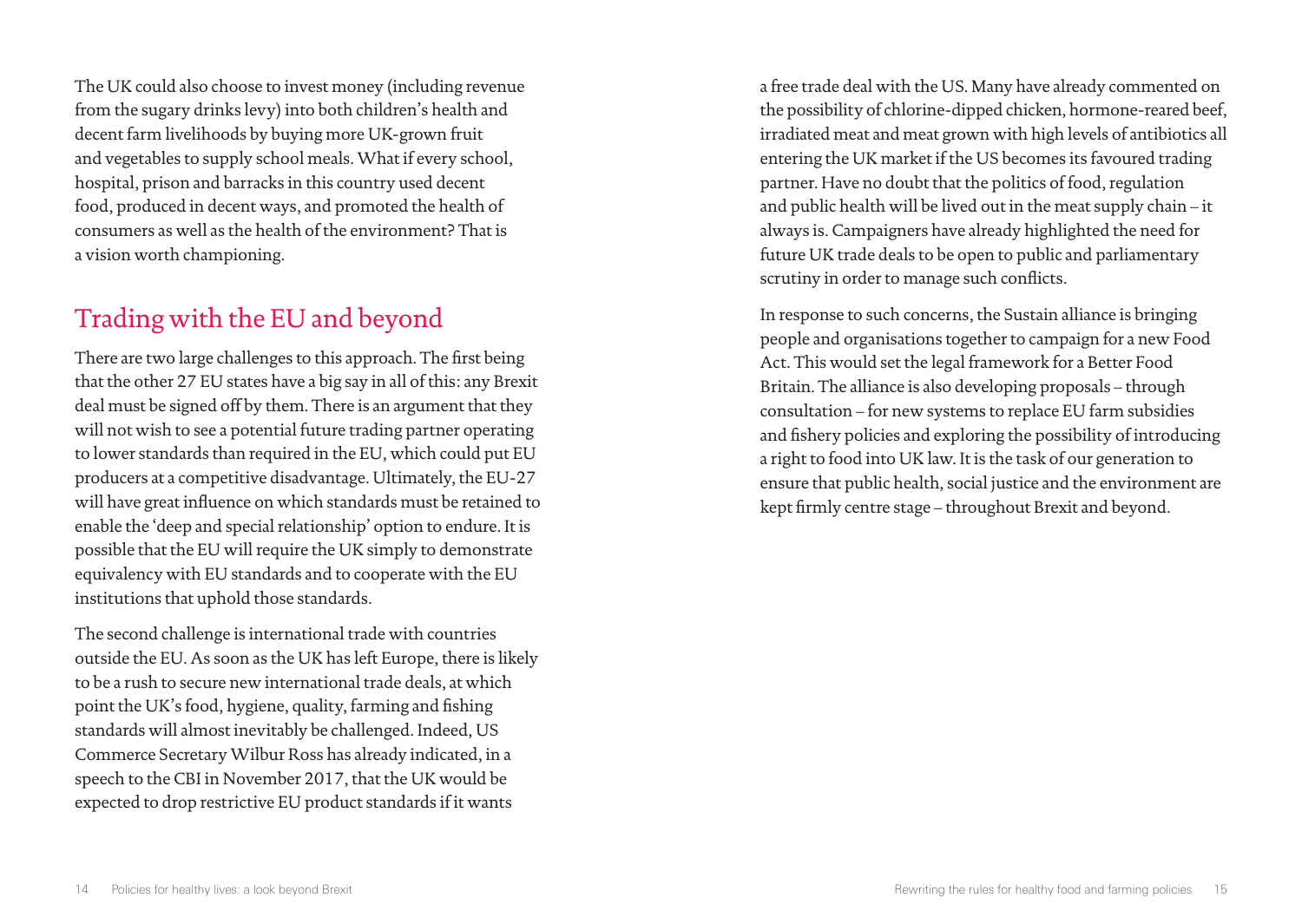The UK could also choose to invest money (including revenue from the sugary drinks levy) into both children's health and decent farm livelihoods by buying more UK-grown fruit and vegetables to supply school meals. What if every school, hospital, prison and barracks in this country used decent food, produced in decent ways, and promoted the health of consumers as well as the health of the environment? That is a vision worth championing.

## Trading with the EU and beyond

There are two large challenges to this approach. The first being that the other 27 EU states have a big say in all of this: any Brexit deal must be signed off by them. There is an argument that they will not wish to see a potential future trading partner operating to lower standards than required in the EU, which could put EU producers at a competitive disadvantage. Ultimately, the EU-27 will have great influence on which standards must be retained to enable the 'deep and special relationship' option to endure. It is possible that the EU will require the UK simply to demonstrate equivalency with EU standards and to cooperate with the EU institutions that uphold those standards.

The second challenge is international trade with countries outside the EU. As soon as the UK has left Europe, there is likely to be a rush to secure new international trade deals, at which point the UK's food, hygiene, quality, farming and fishing standards will almost inevitably be challenged. Indeed, US Commerce Secretary Wilbur Ross has already indicated, in a speech to the CBI in November 2017, that the UK would be expected to drop restrictive EU product standards if it wants a free trade deal with the US. Many have already commented on the possibility of chlorine-dipped chicken, hormone-reared beef, irradiated meat and meat grown with high levels of antibiotics all entering the UK market if the US becomes its favoured trading partner. Have no doubt that the politics of food, regulation and public health will be lived out in the meat supply chain – it always is. Campaigners have already highlighted the need for future UK trade deals to be open to public and parliamentary scrutiny in order to manage such conflicts.

In response to such concerns, the Sustain alliance is bringing people and organisations together to campaign for a new Food Act. This would set the legal framework for a Better Food Britain. The alliance is also developing proposals – through consultation – for new systems to replace EU farm subsidies and fishery policies and exploring the possibility of introducing a right to food into UK law. It is the task of our generation to ensure that public health, social justice and the environment are kept firmly centre stage – throughout Brexit and beyond.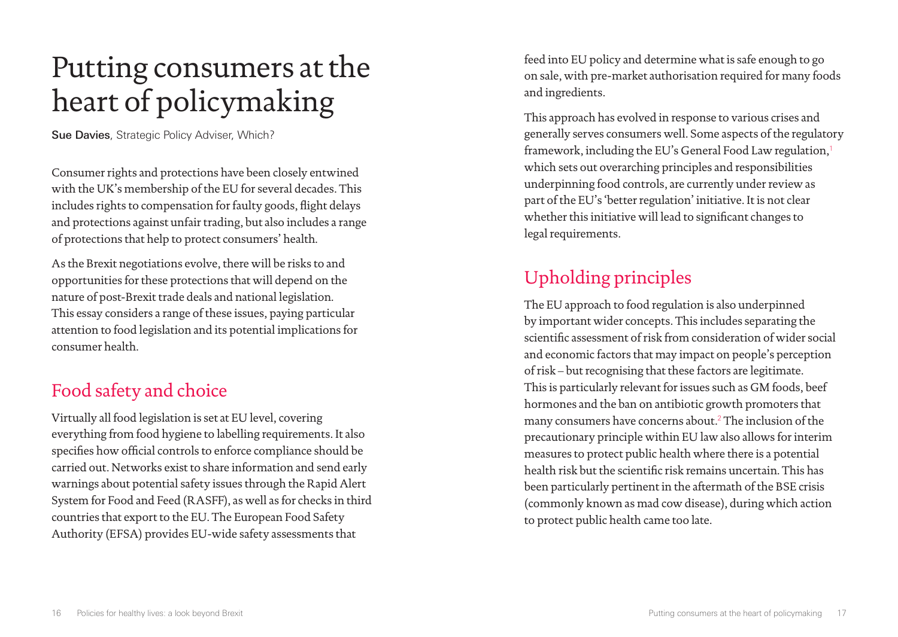# Putting consumers at the heart of policymaking

**Sue Davies**, Strategic Policy Adviser, Which?

Consumer rights and protections have been closely entwined with the UK's membership of the EU for several decades. This includes rights to compensation for faulty goods, flight delays and protections against unfair trading, but also includes a range of protections that help to protect consumers' health.

As the Brexit negotiations evolve, there will be risks to and opportunities for these protections that will depend on the nature of post-Brexit trade deals and national legislation. This essay considers a range of these issues, paying particular attention to food legislation and its potential implications for consumer health.

## Food safety and choice

Virtually all food legislation is set at EU level, covering everything from food hygiene to labelling requirements. It also specifies how official controls to enforce compliance should be carried out. Networks exist to share information and send early warnings about potential safety issues through the Rapid Alert System for Food and Feed (RASFF), as well as for checks in third countries that export to the EU. The European Food Safety Authority (EFSA) provides EU-wide safety assessments that feed into EU policy and determine what is safe enough to go on sale, with pre-market authorisation required for many foods and ingredients.

This approach has evolved in response to various crises and generally serves consumers well. Some aspects of the regulatory framework, including the EU's General Food Law regulation,[1] which sets out overarching principles and responsibilities underpinning food controls, are currently under review as part of the EU's 'better regulation' initiative. It is not clear whether this initiative will lead to significant changes to legal requirements.

## Upholding principles

The EU approach to food regulation is also underpinned by important wider concepts. This includes separating the scientific assessment of risk from consideration of wider social and economic factors that may impact on people's perception of risk – but recognising that these factors are legitimate. This is particularly relevant for issues such as GM foods, beef hormones and the ban on antibiotic growth promoters that many consumers have concerns about.[2] The inclusion of the precautionary principle within EU law also allows for interim measures to protect public health where there is a potential health risk but the scientific risk remains uncertain. This has been particularly pertinent in the aftermath of the BSE crisis (commonly known as mad cow disease), during which action to protect public health came too late.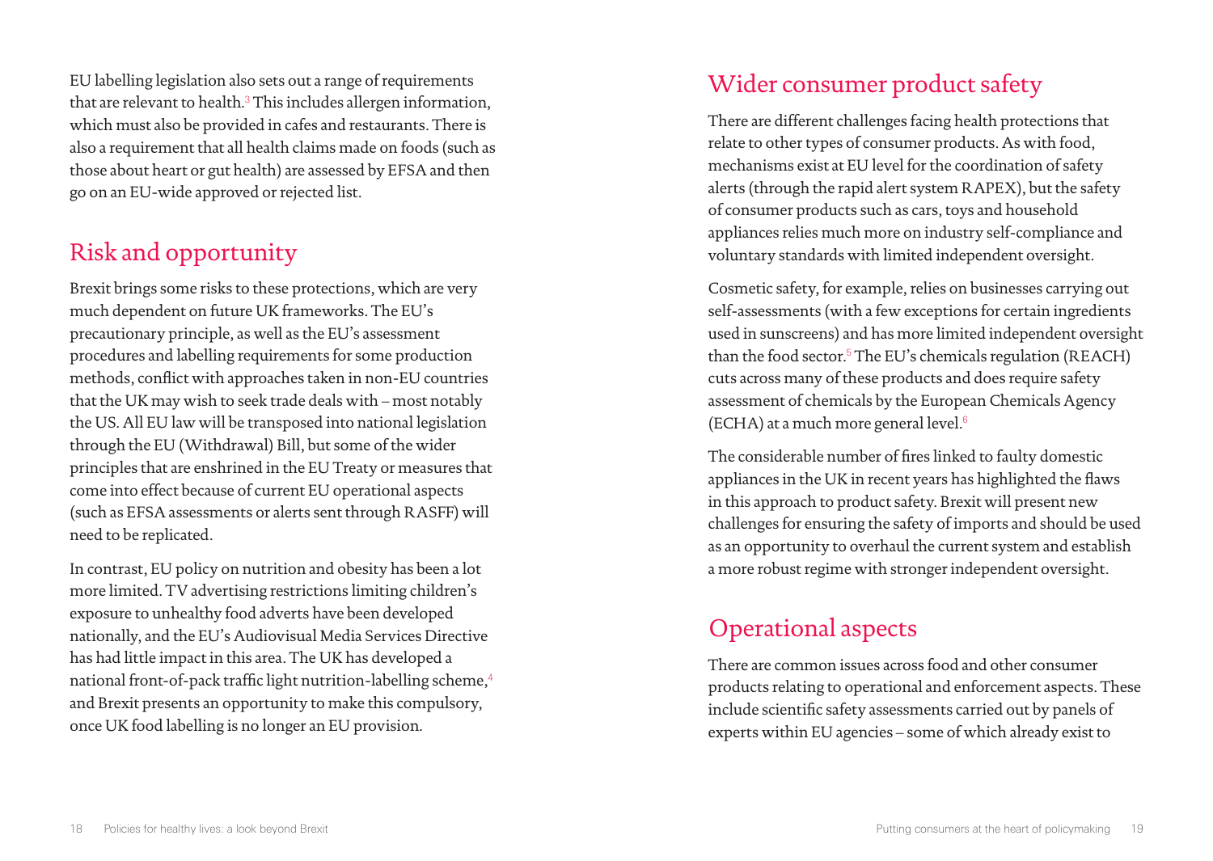EU labelling legislation also sets out a range of requirements that are relevant to health.[3] This includes allergen information, which must also be provided in cafes and restaurants. There is also a requirement that all health claims made on foods (such as those about heart or gut health) are assessed by EFSA and then go on an EU-wide approved or rejected list.

## Risk and opportunity

Brexit brings some risks to these protections, which are very much dependent on future UK frameworks. The EU's precautionary principle, as well as the EU's assessment procedures and labelling requirements for some production methods, conflict with approaches taken in non-EU countries that the UK may wish to seek trade deals with – most notably the US. All EU law will be transposed into national legislation through the EU (Withdrawal) Bill, but some of the wider principles that are enshrined in the EU Treaty or measures that come into effect because of current EU operational aspects (such as EFSA assessments or alerts sent through RASFF) will need to be replicated.

In contrast, EU policy on nutrition and obesity has been a lot more limited. TV advertising restrictions limiting children's exposure to unhealthy food adverts have been developed nationally, and the EU's Audiovisual Media Services Directive has had little impact in this area. The UK has developed a national front-of-pack traffic light nutrition-labelling scheme,[4] and Brexit presents an opportunity to make this compulsory, once UK food labelling is no longer an EU provision.

## Wider consumer product safety

There are different challenges facing health protections that relate to other types of consumer products. As with food, mechanisms exist at EU level for the coordination of safety alerts (through the rapid alert system RAPEX), but the safety of consumer products such as cars, toys and household appliances relies much more on industry self-compliance and voluntary standards with limited independent oversight.

Cosmetic safety, for example, relies on businesses carrying out self-assessments (with a few exceptions for certain ingredients used in sunscreens) and has more limited independent oversight than the food sector.[5] The EU's chemicals regulation (REACH) cuts across many of these products and does require safety assessment of chemicals by the European Chemicals Agency (ECHA) at a much more general level.[6]

The considerable number of fires linked to faulty domestic appliances in the UK in recent years has highlighted the flaws in this approach to product safety. Brexit will present new challenges for ensuring the safety of imports and should be used as an opportunity to overhaul the current system and establish a more robust regime with stronger independent oversight.

## Operational aspects

There are common issues across food and other consumer products relating to operational and enforcement aspects. These include scientific safety assessments carried out by panels of experts within EU agencies – some of which already exist to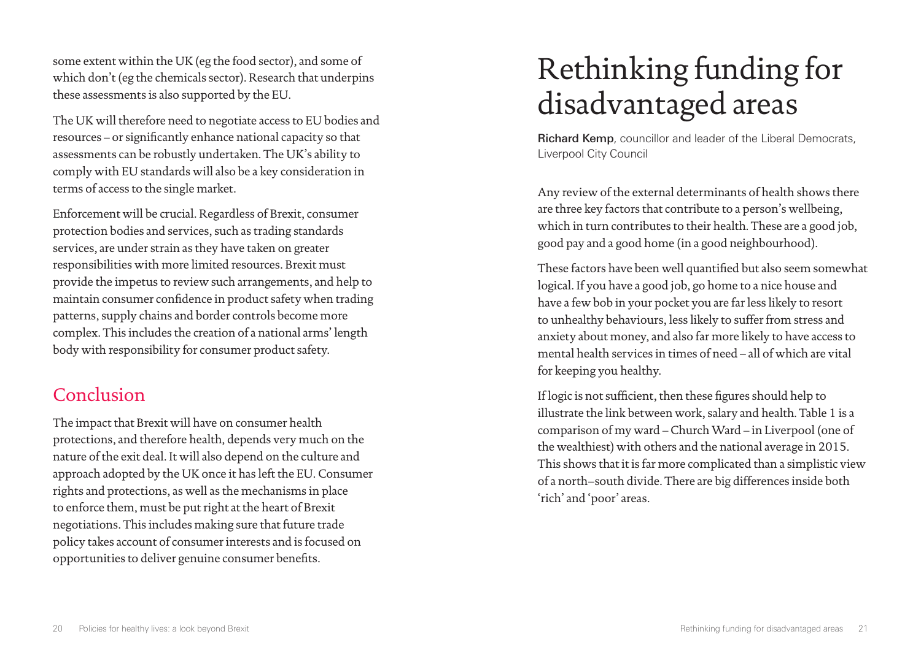some extent within the UK (eg the food sector), and some of which don't (eg the chemicals sector). Research that underpins these assessments is also supported by the EU.

The UK will therefore need to negotiate access to EU bodies and resources – or significantly enhance national capacity so that assessments can be robustly undertaken. The UK's ability to comply with EU standards will also be a key consideration in terms of access to the single market.

Enforcement will be crucial. Regardless of Brexit, consumer protection bodies and services, such as trading standards services, are under strain as they have taken on greater responsibilities with more limited resources. Brexit must provide the impetus to review such arrangements, and help to maintain consumer confidence in product safety when trading patterns, supply chains and border controls become more complex. This includes the creation of a national arms' length body with responsibility for consumer product safety.

## Conclusion

The impact that Brexit will have on consumer health protections, and therefore health, depends very much on the nature of the exit deal. It will also depend on the culture and approach adopted by the UK once it has left the EU. Consumer rights and protections, as well as the mechanisms in place to enforce them, must be put right at the heart of Brexit negotiations. This includes making sure that future trade policy takes account of consumer interests and is focused on opportunities to deliver genuine consumer benefits.

# Rethinking funding for disadvantaged areas

**Richard Kemp**, councillor and leader of the Liberal Democrats, Liverpool City Council

Any review of the external determinants of health shows there are three key factors that contribute to a person's wellbeing, which in turn contributes to their health. These are a good job, good pay and a good home (in a good neighbourhood).

These factors have been well quantified but also seem somewhat logical. If you have a good job, go home to a nice house and have a few bob in your pocket you are far less likely to resort to unhealthy behaviours, less likely to suffer from stress and anxiety about money, and also far more likely to have access to mental health services in times of need – all of which are vital for keeping you healthy.

If logic is not sufficient, then these figures should help to illustrate the link between work, salary and health. Table 1 is a comparison of my ward – Church Ward – in Liverpool (one of the wealthiest) with others and the national average in 2015. This shows that it is far more complicated than a simplistic view of a north–south divide. There are big differences inside both 'rich' and 'poor' areas.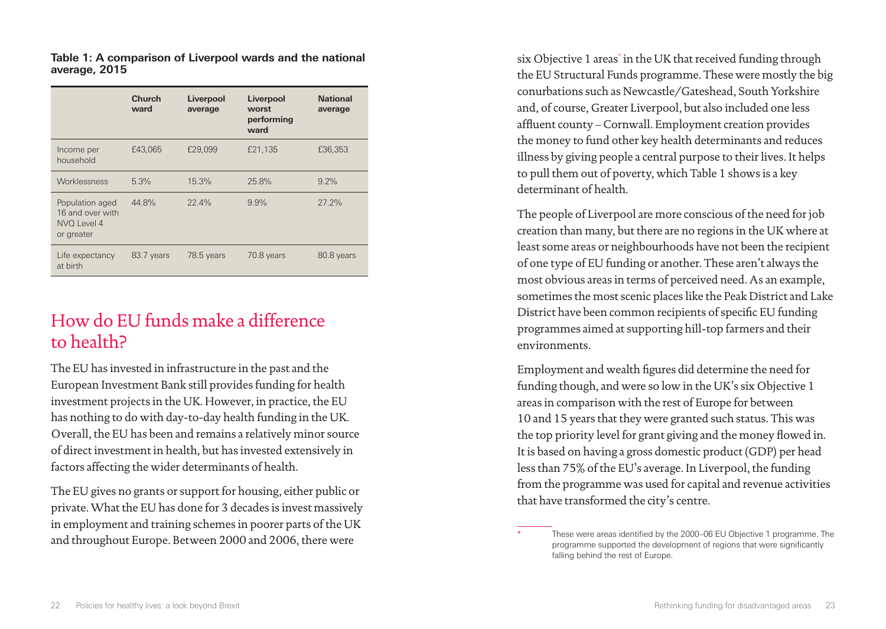**Table 1: A comparison of Liverpool wards and the national average, 2015**

| | Church ward | Liverpool average | Liverpool worst performing ward | National average |
|---|---|---|---|---|
| Income per household | £43,065 | £29,099 | £21,135 | £36,353 |
| Worklessness | 5.3% | 15.3% | 25.8% | 9.2% |
| Population aged 16 and over with NVQ Level 4 or greater | 44.8% | 22.4% | 9.9% | 27.2% |
| Life expectancy at birth | 83.7 years | 78.5 years | 70.8 years | 80.8 years |

## How do EU funds make a difference to health?

The EU has invested in infrastructure in the past and the European Investment Bank still provides funding for health investment projects in the UK. However, in practice, the EU has nothing to do with day-to-day health funding in the UK. Overall, the EU has been and remains a relatively minor source of direct investment in health, but has invested extensively in factors affecting the wider determinants of health.

The EU gives no grants or support for housing, either public or private. What the EU has done for 3 decades is invest massively in employment and training schemes in poorer parts of the UK and throughout Europe. Between 2000 and 2006, there were six Objective 1 areas* in the UK that received funding through the EU Structural Funds programme. These were mostly the big conurbations such as Newcastle/Gateshead, South Yorkshire and, of course, Greater Liverpool, but also included one less affluent county – Cornwall. Employment creation provides the money to fund other key health determinants and reduces illness by giving people a central purpose to their lives. It helps to pull them out of poverty, which Table 1 shows is a key determinant of health.

The people of Liverpool are more conscious of the need for job creation than many, but there are no regions in the UK where at least some areas or neighbourhoods have not been the recipient of one type of EU funding or another. These aren't always the most obvious areas in terms of perceived need. As an example, sometimes the most scenic places like the Peak District and Lake District have been common recipients of specific EU funding programmes aimed at supporting hill-top farmers and their environments.

Employment and wealth figures did determine the need for funding though, and were so low in the UK's six Objective 1 areas in comparison with the rest of Europe for between 10 and 15 years that they were granted such status. This was the top priority level for grant giving and the money flowed in. It is based on having a gross domestic product (GDP) per head less than 75% of the EU's average. In Liverpool, the funding from the programme was used for capital and revenue activities that have transformed the city's centre.

* These were areas identified by the 2000–06 EU Objective 1 programme. The programme supported the development of regions that were significantly falling behind the rest of Europe.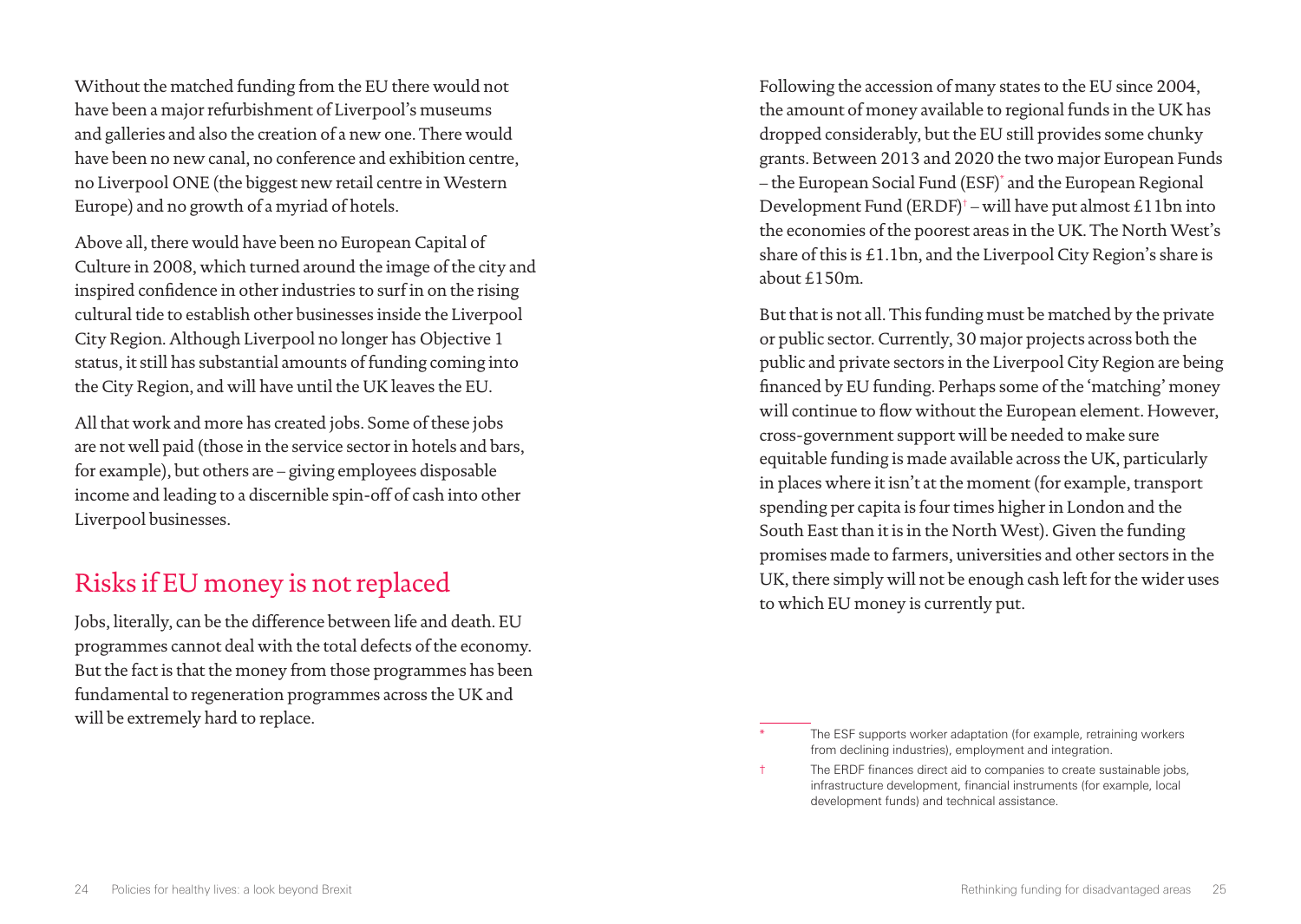Without the matched funding from the EU there would not have been a major refurbishment of Liverpool's museums and galleries and also the creation of a new one. There would have been no new canal, no conference and exhibition centre, no Liverpool ONE (the biggest new retail centre in Western Europe) and no growth of a myriad of hotels.

Above all, there would have been no European Capital of Culture in 2008, which turned around the image of the city and inspired confidence in other industries to surf in on the rising cultural tide to establish other businesses inside the Liverpool City Region. Although Liverpool no longer has Objective 1 status, it still has substantial amounts of funding coming into the City Region, and will have until the UK leaves the EU.

All that work and more has created jobs. Some of these jobs are not well paid (those in the service sector in hotels and bars, for example), but others are – giving employees disposable income and leading to a discernible spin-off of cash into other Liverpool businesses.

## Risks if EU money is not replaced

Jobs, literally, can be the difference between life and death. EU programmes cannot deal with the total defects of the economy. But the fact is that the money from those programmes has been fundamental to regeneration programmes across the UK and will be extremely hard to replace.

Following the accession of many states to the EU since 2004, the amount of money available to regional funds in the UK has dropped considerably, but the EU still provides some chunky grants. Between 2013 and 2020 the two major European Funds – the European Social Fund (ESF)* and the European Regional Development Fund (ERDF)† – will have put almost £11bn into the economies of the poorest areas in the UK. The North West's share of this is £1.1bn, and the Liverpool City Region's share is about £150m.

But that is not all. This funding must be matched by the private or public sector. Currently, 30 major projects across both the public and private sectors in the Liverpool City Region are being financed by EU funding. Perhaps some of the 'matching' money will continue to flow without the European element. However, cross-government support will be needed to make sure equitable funding is made available across the UK, particularly in places where it isn't at the moment (for example, transport spending per capita is four times higher in London and the South East than it is in the North West). Given the funding promises made to farmers, universities and other sectors in the UK, there simply will not be enough cash left for the wider uses to which EU money is currently put.

---

\* The ESF supports worker adaptation (for example, retraining workers from declining industries), employment and integration.

† The ERDF finances direct aid to companies to create sustainable jobs, infrastructure development, financial instruments (for example, local development funds) and technical assistance.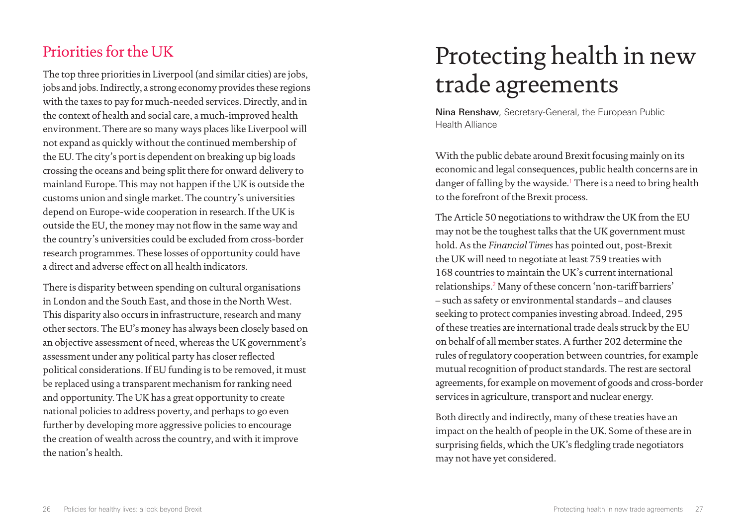## Priorities for the UK

The top three priorities in Liverpool (and similar cities) are jobs, jobs and jobs. Indirectly, a strong economy provides these regions with the taxes to pay for much-needed services. Directly, and in the context of health and social care, a much-improved health environment. There are so many ways places like Liverpool will not expand as quickly without the continued membership of the EU. The city's port is dependent on breaking up big loads crossing the oceans and being split there for onward delivery to mainland Europe. This may not happen if the UK is outside the customs union and single market. The country's universities depend on Europe-wide cooperation in research. If the UK is outside the EU, the money may not flow in the same way and the country's universities could be excluded from cross-border research programmes. These losses of opportunity could have a direct and adverse effect on all health indicators.

There is disparity between spending on cultural organisations in London and the South East, and those in the North West. This disparity also occurs in infrastructure, research and many other sectors. The EU's money has always been closely based on an objective assessment of need, whereas the UK government's assessment under any political party has closer reflected political considerations. If EU funding is to be removed, it must be replaced using a transparent mechanism for ranking need and opportunity. The UK has a great opportunity to create national policies to address poverty, and perhaps to go even further by developing more aggressive policies to encourage the creation of wealth across the country, and with it improve the nation's health.

# Protecting health in new trade agreements

**Nina Renshaw**, Secretary-General, the European Public Health Alliance

With the public debate around Brexit focusing mainly on its economic and legal consequences, public health concerns are in danger of falling by the wayside.[1] There is a need to bring health to the forefront of the Brexit process.

The Article 50 negotiations to withdraw the UK from the EU may not be the toughest talks that the UK government must hold. As the *Financial Times* has pointed out, post-Brexit the UK will need to negotiate at least 759 treaties with 168 countries to maintain the UK's current international relationships.[2] Many of these concern 'non-tariff barriers' – such as safety or environmental standards – and clauses seeking to protect companies investing abroad. Indeed, 295 of these treaties are international trade deals struck by the EU on behalf of all member states. A further 202 determine the rules of regulatory cooperation between countries, for example mutual recognition of product standards. The rest are sectoral agreements, for example on movement of goods and cross-border services in agriculture, transport and nuclear energy.

Both directly and indirectly, many of these treaties have an impact on the health of people in the UK. Some of these are in surprising fields, which the UK's fledgling trade negotiators may not have yet considered.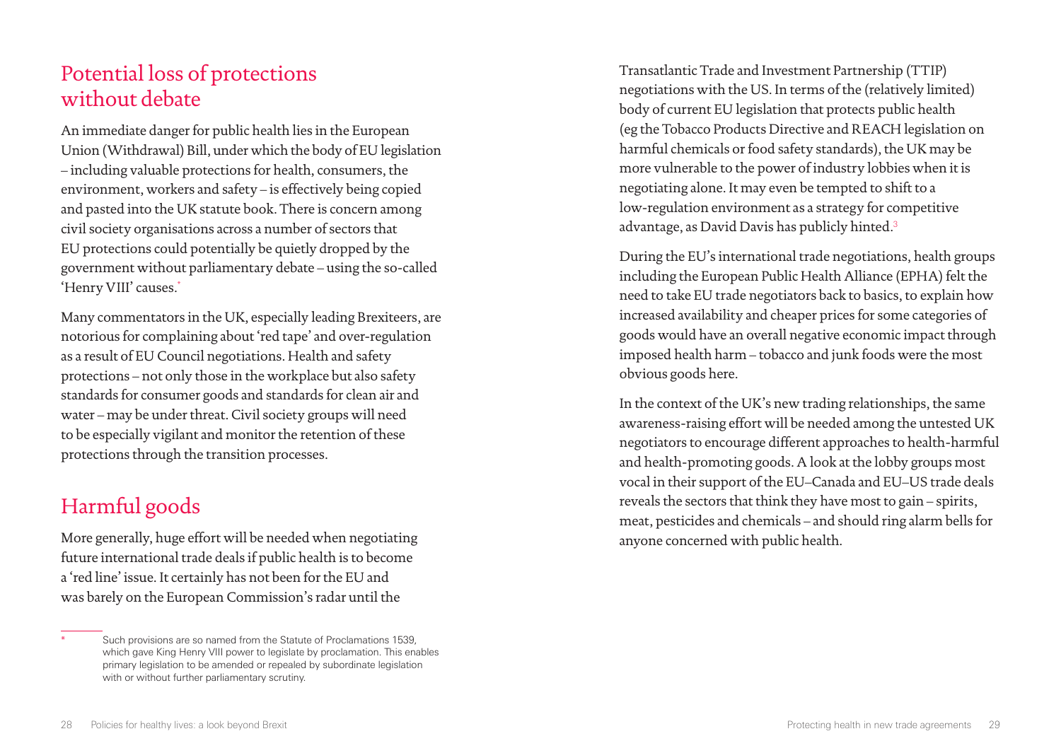## Potential loss of protections without debate

An immediate danger for public health lies in the European Union (Withdrawal) Bill, under which the body of EU legislation – including valuable protections for health, consumers, the environment, workers and safety – is effectively being copied and pasted into the UK statute book. There is concern among civil society organisations across a number of sectors that EU protections could potentially be quietly dropped by the government without parliamentary debate – using the so-called 'Henry VIII' causes.*

Many commentators in the UK, especially leading Brexiteers, are notorious for complaining about 'red tape' and over-regulation as a result of EU Council negotiations. Health and safety protections – not only those in the workplace but also safety standards for consumer goods and standards for clean air and water – may be under threat. Civil society groups will need to be especially vigilant and monitor the retention of these protections through the transition processes.

## Harmful goods

More generally, huge effort will be needed when negotiating future international trade deals if public health is to become a 'red line' issue. It certainly has not been for the EU and was barely on the European Commission's radar until the Transatlantic Trade and Investment Partnership (TTIP) negotiations with the US. In terms of the (relatively limited) body of current EU legislation that protects public health (eg the Tobacco Products Directive and REACH legislation on harmful chemicals or food safety standards), the UK may be more vulnerable to the power of industry lobbies when it is negotiating alone. It may even be tempted to shift to a low-regulation environment as a strategy for competitive advantage, as David Davis has publicly hinted.[3]

During the EU's international trade negotiations, health groups including the European Public Health Alliance (EPHA) felt the need to take EU trade negotiators back to basics, to explain how increased availability and cheaper prices for some categories of goods would have an overall negative economic impact through imposed health harm – tobacco and junk foods were the most obvious goods here.

In the context of the UK's new trading relationships, the same awareness-raising effort will be needed among the untested UK negotiators to encourage different approaches to health-harmful and health-promoting goods. A look at the lobby groups most vocal in their support of the EU–Canada and EU–US trade deals reveals the sectors that think they have most to gain – spirits, meat, pesticides and chemicals – and should ring alarm bells for anyone concerned with public health.

---

* Such provisions are so named from the Statute of Proclamations 1539, which gave King Henry VIII power to legislate by proclamation. This enables primary legislation to be amended or repealed by subordinate legislation with or without further parliamentary scrutiny.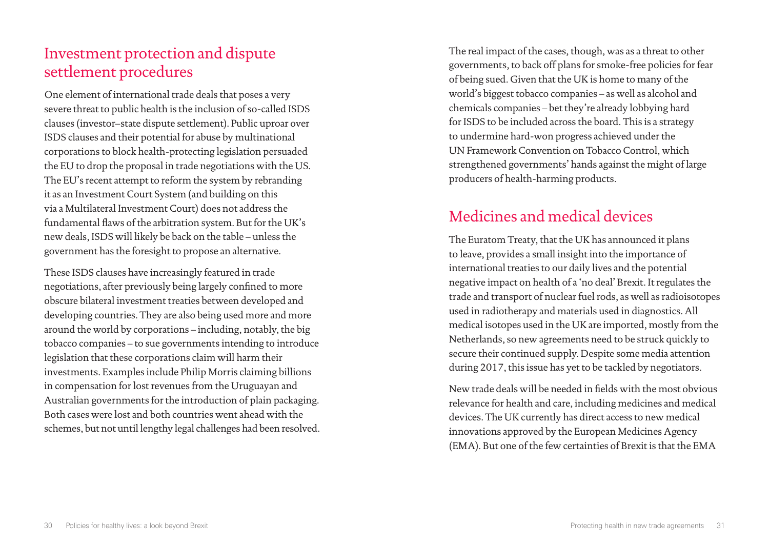## Investment protection and dispute settlement procedures

One element of international trade deals that poses a very severe threat to public health is the inclusion of so-called ISDS clauses (investor–state dispute settlement). Public uproar over ISDS clauses and their potential for abuse by multinational corporations to block health-protecting legislation persuaded the EU to drop the proposal in trade negotiations with the US. The EU's recent attempt to reform the system by rebranding it as an Investment Court System (and building on this via a Multilateral Investment Court) does not address the fundamental flaws of the arbitration system. But for the UK's new deals, ISDS will likely be back on the table – unless the government has the foresight to propose an alternative.

These ISDS clauses have increasingly featured in trade negotiations, after previously being largely confined to more obscure bilateral investment treaties between developed and developing countries. They are also being used more and more around the world by corporations – including, notably, the big tobacco companies – to sue governments intending to introduce legislation that these corporations claim will harm their investments. Examples include Philip Morris claiming billions in compensation for lost revenues from the Uruguayan and Australian governments for the introduction of plain packaging. Both cases were lost and both countries went ahead with the schemes, but not until lengthy legal challenges had been resolved.

The real impact of the cases, though, was as a threat to other governments, to back off plans for smoke-free policies for fear of being sued. Given that the UK is home to many of the world's biggest tobacco companies – as well as alcohol and chemicals companies – bet they're already lobbying hard for ISDS to be included across the board. This is a strategy to undermine hard-won progress achieved under the UN Framework Convention on Tobacco Control, which strengthened governments' hands against the might of large producers of health-harming products.

## Medicines and medical devices

The Euratom Treaty, that the UK has announced it plans to leave, provides a small insight into the importance of international treaties to our daily lives and the potential negative impact on health of a 'no deal' Brexit. It regulates the trade and transport of nuclear fuel rods, as well as radioisotopes used in radiotherapy and materials used in diagnostics. All medical isotopes used in the UK are imported, mostly from the Netherlands, so new agreements need to be struck quickly to secure their continued supply. Despite some media attention during 2017, this issue has yet to be tackled by negotiators.

New trade deals will be needed in fields with the most obvious relevance for health and care, including medicines and medical devices. The UK currently has direct access to new medical innovations approved by the European Medicines Agency (EMA). But one of the few certainties of Brexit is that the EMA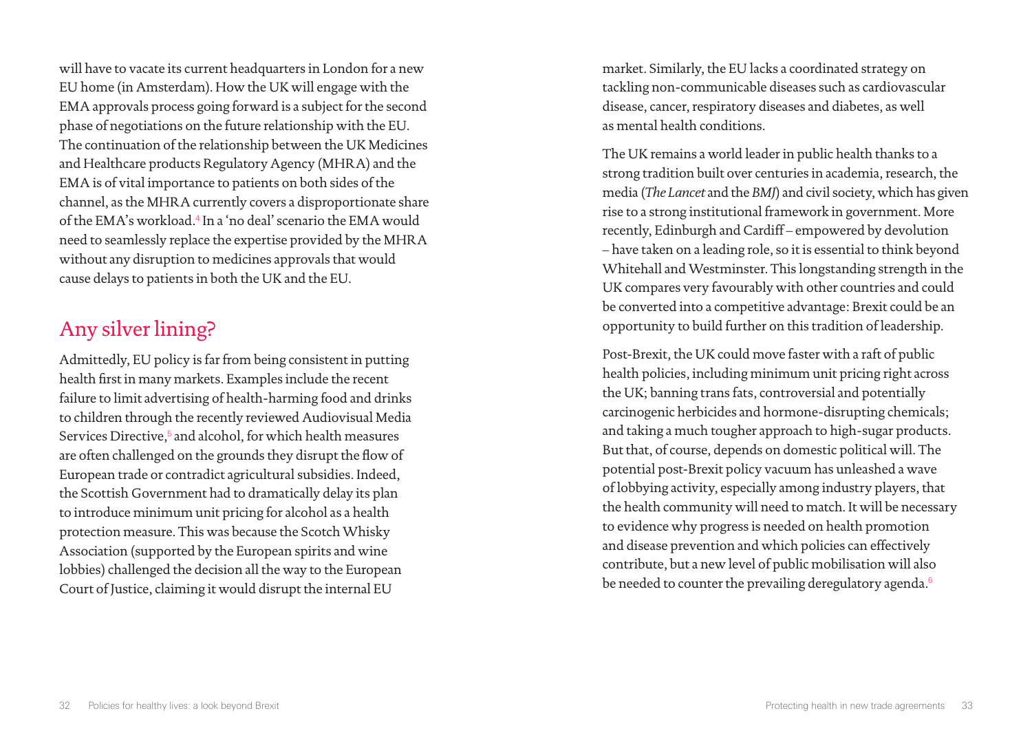will have to vacate its current headquarters in London for a new EU home (in Amsterdam). How the UK will engage with the EMA approvals process going forward is a subject for the second phase of negotiations on the future relationship with the EU. The continuation of the relationship between the UK Medicines and Healthcare products Regulatory Agency (MHRA) and the EMA is of vital importance to patients on both sides of the channel, as the MHRA currently covers a disproportionate share of the EMA's workload.[4] In a 'no deal' scenario the EMA would need to seamlessly replace the expertise provided by the MHRA without any disruption to medicines approvals that would cause delays to patients in both the UK and the EU.

## Any silver lining?

Admittedly, EU policy is far from being consistent in putting health first in many markets. Examples include the recent failure to limit advertising of health-harming food and drinks to children through the recently reviewed Audiovisual Media Services Directive,[5] and alcohol, for which health measures are often challenged on the grounds they disrupt the flow of European trade or contradict agricultural subsidies. Indeed, the Scottish Government had to dramatically delay its plan to introduce minimum unit pricing for alcohol as a health protection measure. This was because the Scotch Whisky Association (supported by the European spirits and wine lobbies) challenged the decision all the way to the European Court of Justice, claiming it would disrupt the internal EU market. Similarly, the EU lacks a coordinated strategy on tackling non-communicable diseases such as cardiovascular disease, cancer, respiratory diseases and diabetes, as well as mental health conditions.

The UK remains a world leader in public health thanks to a strong tradition built over centuries in academia, research, the media (*The Lancet* and the *BMJ*) and civil society, which has given rise to a strong institutional framework in government. More recently, Edinburgh and Cardiff – empowered by devolution – have taken on a leading role, so it is essential to think beyond Whitehall and Westminster. This longstanding strength in the UK compares very favourably with other countries and could be converted into a competitive advantage: Brexit could be an opportunity to build further on this tradition of leadership.

Post-Brexit, the UK could move faster with a raft of public health policies, including minimum unit pricing right across the UK; banning trans fats, controversial and potentially carcinogenic herbicides and hormone-disrupting chemicals; and taking a much tougher approach to high-sugar products. But that, of course, depends on domestic political will. The potential post-Brexit policy vacuum has unleashed a wave of lobbying activity, especially among industry players, that the health community will need to match. It will be necessary to evidence why progress is needed on health promotion and disease prevention and which policies can effectively contribute, but a new level of public mobilisation will also be needed to counter the prevailing deregulatory agenda.[6]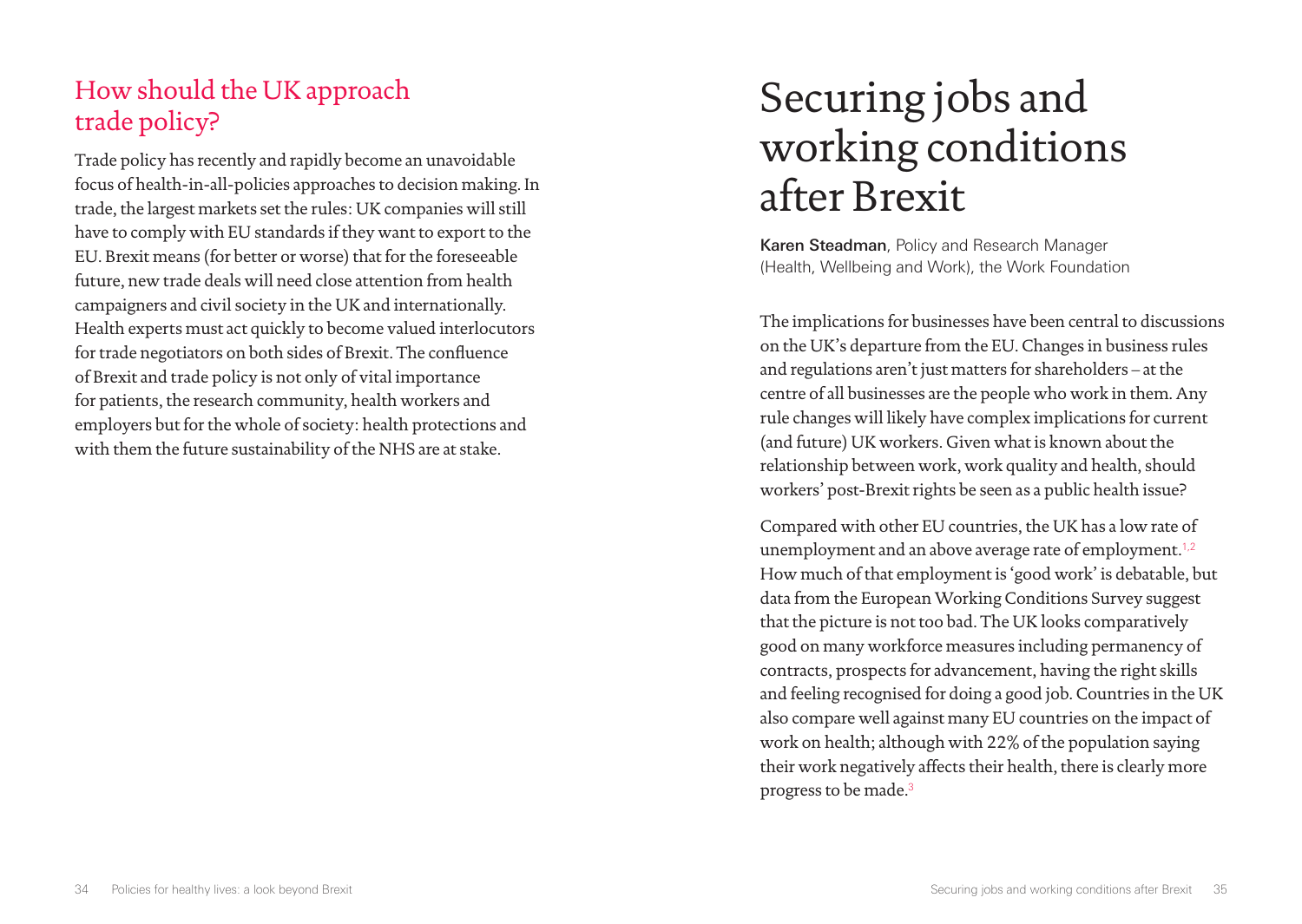## How should the UK approach trade policy?

Trade policy has recently and rapidly become an unavoidable focus of health-in-all-policies approaches to decision making. In trade, the largest markets set the rules: UK companies will still have to comply with EU standards if they want to export to the EU. Brexit means (for better or worse) that for the foreseeable future, new trade deals will need close attention from health campaigners and civil society in the UK and internationally. Health experts must act quickly to become valued interlocutors for trade negotiators on both sides of Brexit. The confluence of Brexit and trade policy is not only of vital importance for patients, the research community, health workers and employers but for the whole of society: health protections and with them the future sustainability of the NHS are at stake.

# Securing jobs and working conditions after Brexit

**Karen Steadman**, Policy and Research Manager (Health, Wellbeing and Work), the Work Foundation

The implications for businesses have been central to discussions on the UK's departure from the EU. Changes in business rules and regulations aren't just matters for shareholders – at the centre of all businesses are the people who work in them. Any rule changes will likely have complex implications for current (and future) UK workers. Given what is known about the relationship between work, work quality and health, should workers' post-Brexit rights be seen as a public health issue?

Compared with other EU countries, the UK has a low rate of unemployment and an above average rate of employment.[1,2] How much of that employment is 'good work' is debatable, but data from the European Working Conditions Survey suggest that the picture is not too bad. The UK looks comparatively good on many workforce measures including permanency of contracts, prospects for advancement, having the right skills and feeling recognised for doing a good job. Countries in the UK also compare well against many EU countries on the impact of work on health; although with 22% of the population saying their work negatively affects their health, there is clearly more progress to be made.[3]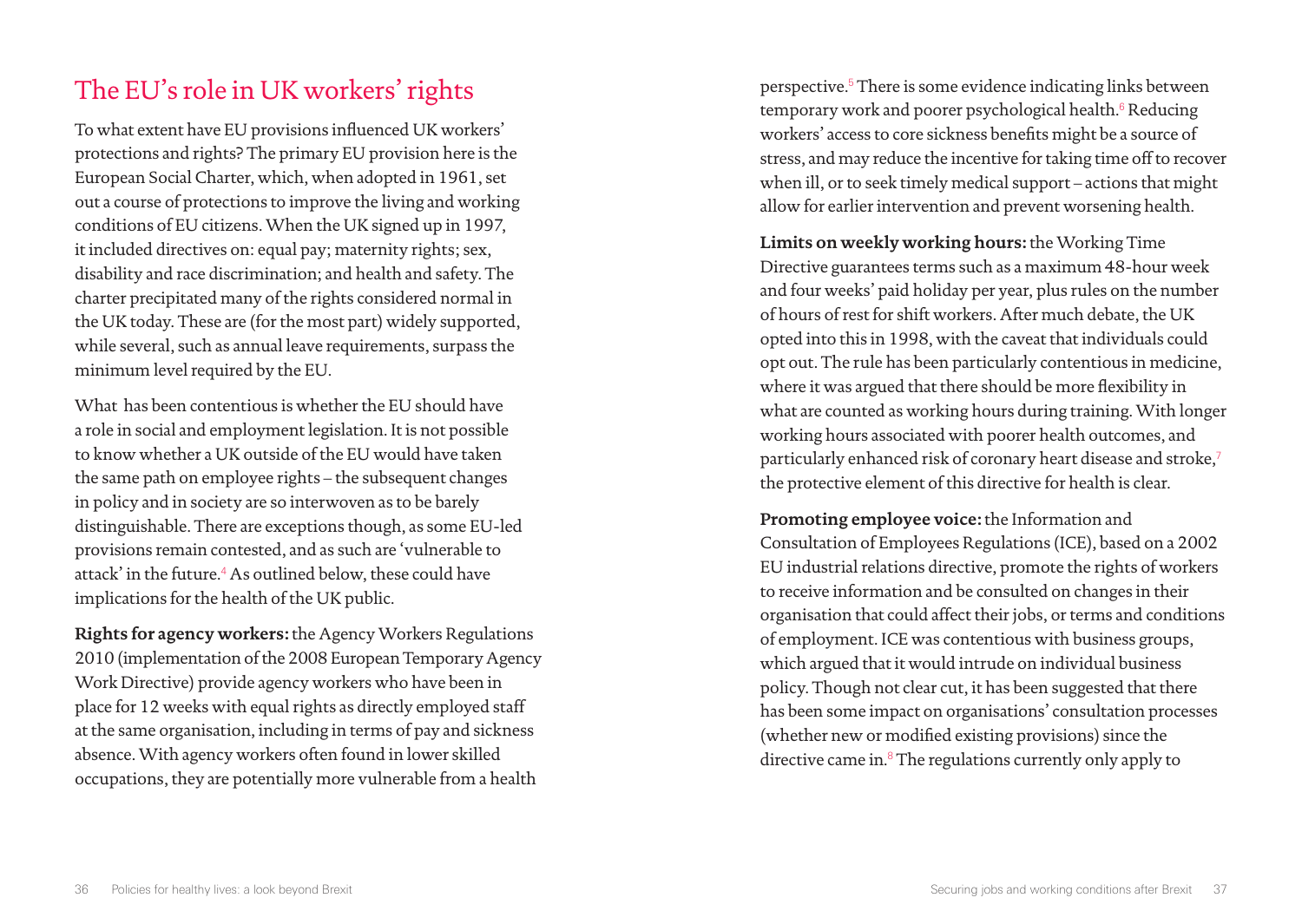## The EU's role in UK workers' rights

To what extent have EU provisions influenced UK workers' protections and rights? The primary EU provision here is the European Social Charter, which, when adopted in 1961, set out a course of protections to improve the living and working conditions of EU citizens. When the UK signed up in 1997, it included directives on: equal pay; maternity rights; sex, disability and race discrimination; and health and safety. The charter precipitated many of the rights considered normal in the UK today. These are (for the most part) widely supported, while several, such as annual leave requirements, surpass the minimum level required by the EU.

What has been contentious is whether the EU should have a role in social and employment legislation. It is not possible to know whether a UK outside of the EU would have taken the same path on employee rights – the subsequent changes in policy and in society are so interwoven as to be barely distinguishable. There are exceptions though, as some EU-led provisions remain contested, and as such are 'vulnerable to attack' in the future.[4] As outlined below, these could have implications for the health of the UK public.

**Rights for agency workers:** the Agency Workers Regulations 2010 (implementation of the 2008 European Temporary Agency Work Directive) provide agency workers who have been in place for 12 weeks with equal rights as directly employed staff at the same organisation, including in terms of pay and sickness absence. With agency workers often found in lower skilled occupations, they are potentially more vulnerable from a health perspective.[5] There is some evidence indicating links between temporary work and poorer psychological health.[6] Reducing workers' access to core sickness benefits might be a source of stress, and may reduce the incentive for taking time off to recover when ill, or to seek timely medical support – actions that might allow for earlier intervention and prevent worsening health.

**Limits on weekly working hours:** the Working Time Directive guarantees terms such as a maximum 48-hour week and four weeks' paid holiday per year, plus rules on the number of hours of rest for shift workers. After much debate, the UK opted into this in 1998, with the caveat that individuals could opt out. The rule has been particularly contentious in medicine, where it was argued that there should be more flexibility in what are counted as working hours during training. With longer working hours associated with poorer health outcomes, and particularly enhanced risk of coronary heart disease and stroke,[7] the protective element of this directive for health is clear.

**Promoting employee voice:** the Information and Consultation of Employees Regulations (ICE), based on a 2002 EU industrial relations directive, promote the rights of workers to receive information and be consulted on changes in their organisation that could affect their jobs, or terms and conditions of employment. ICE was contentious with business groups, which argued that it would intrude on individual business policy. Though not clear cut, it has been suggested that there has been some impact on organisations' consultation processes (whether new or modified existing provisions) since the directive came in.[8] The regulations currently only apply to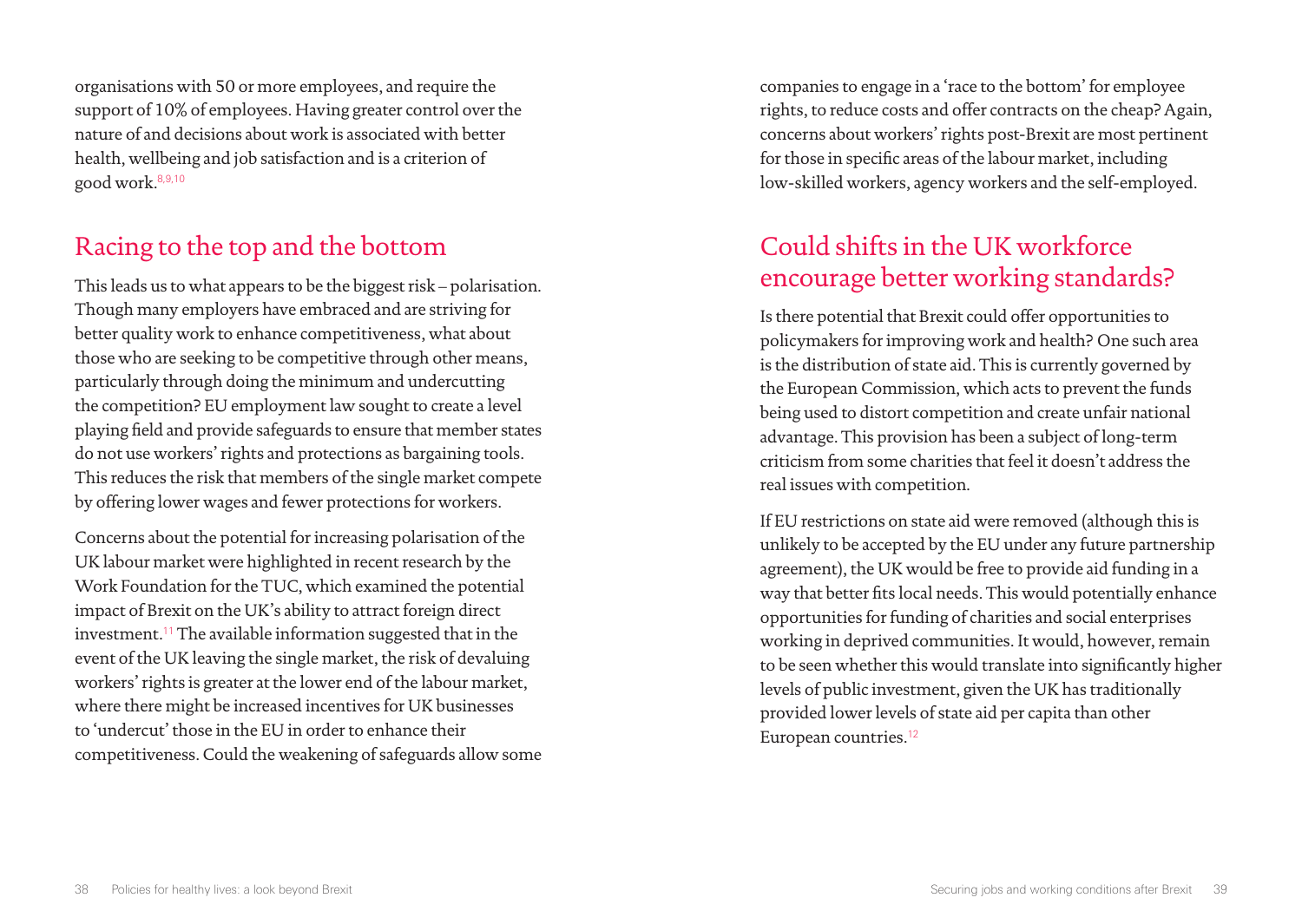organisations with 50 or more employees, and require the support of 10% of employees. Having greater control over the nature of and decisions about work is associated with better health, wellbeing and job satisfaction and is a criterion of good work.[8,9,10]

## Racing to the top and the bottom

This leads us to what appears to be the biggest risk – polarisation. Though many employers have embraced and are striving for better quality work to enhance competitiveness, what about those who are seeking to be competitive through other means, particularly through doing the minimum and undercutting the competition? EU employment law sought to create a level playing field and provide safeguards to ensure that member states do not use workers' rights and protections as bargaining tools. This reduces the risk that members of the single market compete by offering lower wages and fewer protections for workers.

Concerns about the potential for increasing polarisation of the UK labour market were highlighted in recent research by the Work Foundation for the TUC, which examined the potential impact of Brexit on the UK's ability to attract foreign direct investment.[11] The available information suggested that in the event of the UK leaving the single market, the risk of devaluing workers' rights is greater at the lower end of the labour market, where there might be increased incentives for UK businesses to 'undercut' those in the EU in order to enhance their competitiveness. Could the weakening of safeguards allow some companies to engage in a 'race to the bottom' for employee rights, to reduce costs and offer contracts on the cheap? Again, concerns about workers' rights post-Brexit are most pertinent for those in specific areas of the labour market, including low-skilled workers, agency workers and the self-employed.

## Could shifts in the UK workforce encourage better working standards?

Is there potential that Brexit could offer opportunities to policymakers for improving work and health? One such area is the distribution of state aid. This is currently governed by the European Commission, which acts to prevent the funds being used to distort competition and create unfair national advantage. This provision has been a subject of long-term criticism from some charities that feel it doesn't address the real issues with competition.

If EU restrictions on state aid were removed (although this is unlikely to be accepted by the EU under any future partnership agreement), the UK would be free to provide aid funding in a way that better fits local needs. This would potentially enhance opportunities for funding of charities and social enterprises working in deprived communities. It would, however, remain to be seen whether this would translate into significantly higher levels of public investment, given the UK has traditionally provided lower levels of state aid per capita than other European countries.[12]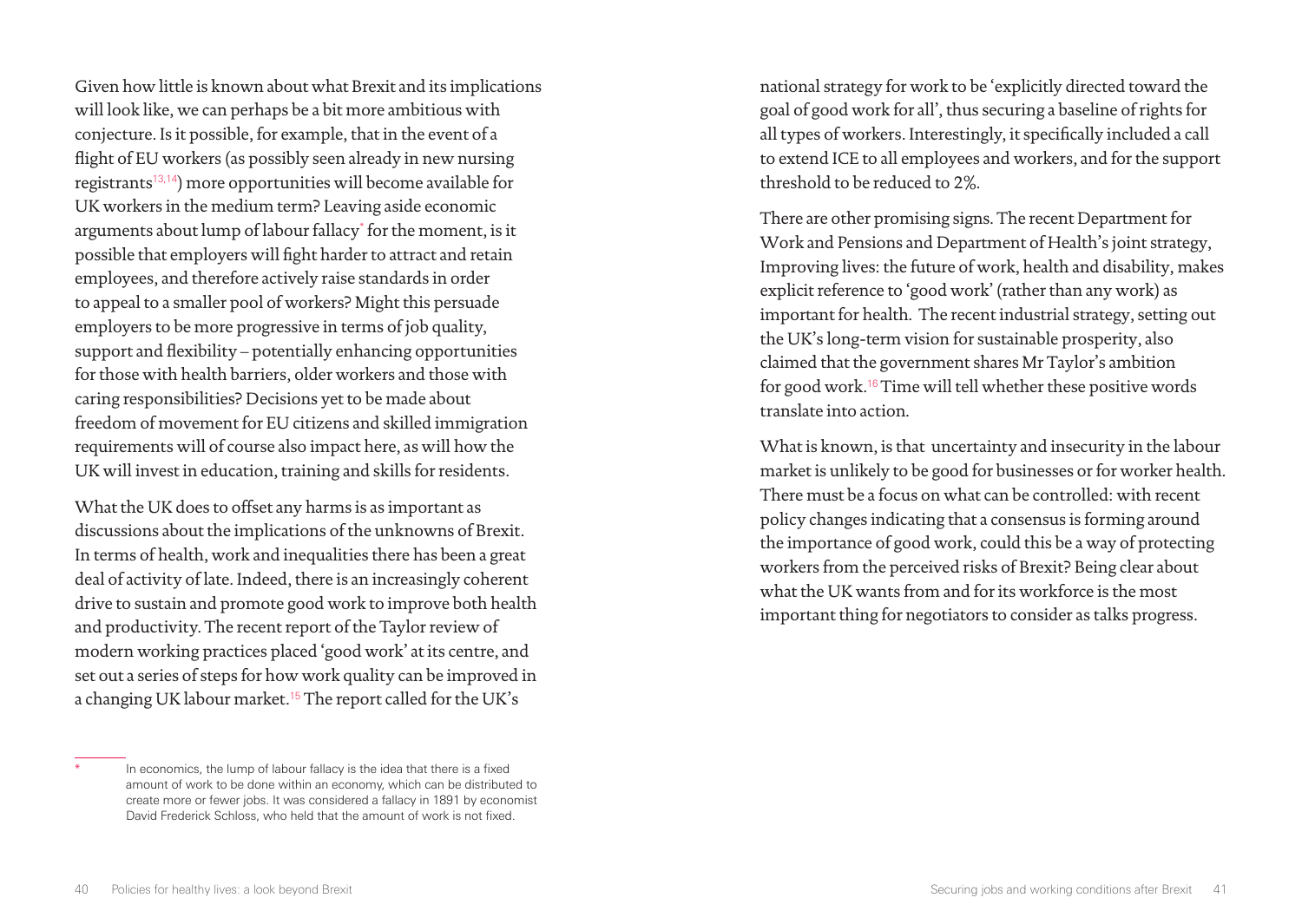Given how little is known about what Brexit and its implications will look like, we can perhaps be a bit more ambitious with conjecture. Is it possible, for example, that in the event of a flight of EU workers (as possibly seen already in new nursing registrants[13,14]) more opportunities will become available for UK workers in the medium term? Leaving aside economic arguments about lump of labour fallacy* for the moment, is it possible that employers will fight harder to attract and retain employees, and therefore actively raise standards in order to appeal to a smaller pool of workers? Might this persuade employers to be more progressive in terms of job quality, support and flexibility – potentially enhancing opportunities for those with health barriers, older workers and those with caring responsibilities? Decisions yet to be made about freedom of movement for EU citizens and skilled immigration requirements will of course also impact here, as will how the UK will invest in education, training and skills for residents.

What the UK does to offset any harms is as important as discussions about the implications of the unknowns of Brexit. In terms of health, work and inequalities there has been a great deal of activity of late. Indeed, there is an increasingly coherent drive to sustain and promote good work to improve both health and productivity. The recent report of the Taylor review of modern working practices placed 'good work' at its centre, and set out a series of steps for how work quality can be improved in a changing UK labour market.[15] The report called for the UK's national strategy for work to be 'explicitly directed toward the goal of good work for all', thus securing a baseline of rights for all types of workers. Interestingly, it specifically included a call to extend ICE to all employees and workers, and for the support threshold to be reduced to 2%.

There are other promising signs. The recent Department for Work and Pensions and Department of Health's joint strategy, Improving lives: the future of work, health and disability, makes explicit reference to 'good work' (rather than any work) as important for health. The recent industrial strategy, setting out the UK's long-term vision for sustainable prosperity, also claimed that the government shares Mr Taylor's ambition for good work.[16] Time will tell whether these positive words translate into action.

What is known, is that uncertainty and insecurity in the labour market is unlikely to be good for businesses or for worker health. There must be a focus on what can be controlled: with recent policy changes indicating that a consensus is forming around the importance of good work, could this be a way of protecting workers from the perceived risks of Brexit? Being clear about what the UK wants from and for its workforce is the most important thing for negotiators to consider as talks progress.

* In economics, the lump of labour fallacy is the idea that there is a fixed amount of work to be done within an economy, which can be distributed to create more or fewer jobs. It was considered a fallacy in 1891 by economist David Frederick Schloss, who held that the amount of work is not fixed.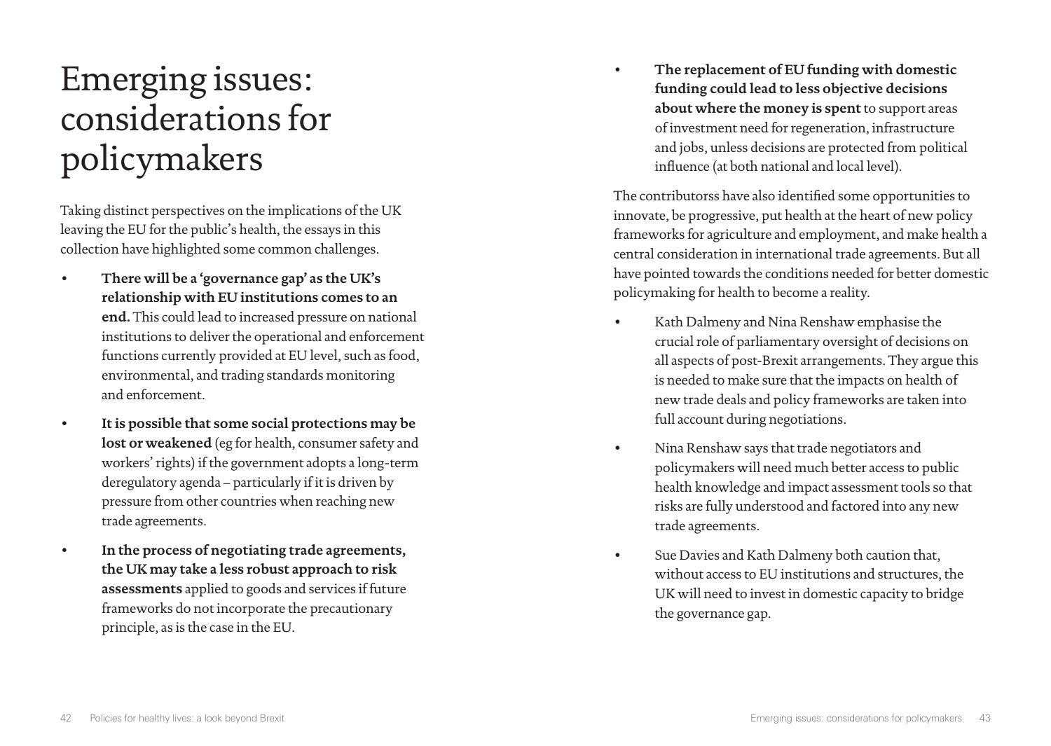# Emerging issues: considerations for policymakers

Taking distinct perspectives on the implications of the UK leaving the EU for the public's health, the essays in this collection have highlighted some common challenges.

- **There will be a 'governance gap' as the UK's relationship with EU institutions comes to an end.** This could lead to increased pressure on national institutions to deliver the operational and enforcement functions currently provided at EU level, such as food, environmental, and trading standards monitoring and enforcement.
- **It is possible that some social protections may be lost or weakened** (eg for health, consumer safety and workers' rights) if the government adopts a long-term deregulatory agenda – particularly if it is driven by pressure from other countries when reaching new trade agreements.
- **In the process of negotiating trade agreements, the UK may take a less robust approach to risk assessments** applied to goods and services if future frameworks do not incorporate the precautionary principle, as is the case in the EU.
- **The replacement of EU funding with domestic funding could lead to less objective decisions about where the money is spent** to support areas of investment need for regeneration, infrastructure and jobs, unless decisions are protected from political influence (at both national and local level).

The contributorss have also identified some opportunities to innovate, be progressive, put health at the heart of new policy frameworks for agriculture and employment, and make health a central consideration in international trade agreements. But all have pointed towards the conditions needed for better domestic policymaking for health to become a reality.

- Kath Dalmeny and Nina Renshaw emphasise the crucial role of parliamentary oversight of decisions on all aspects of post-Brexit arrangements. They argue this is needed to make sure that the impacts on health of new trade deals and policy frameworks are taken into full account during negotiations.
- Nina Renshaw says that trade negotiators and policymakers will need much better access to public health knowledge and impact assessment tools so that risks are fully understood and factored into any new trade agreements.
- Sue Davies and Kath Dalmeny both caution that, without access to EU institutions and structures, the UK will need to invest in domestic capacity to bridge the governance gap.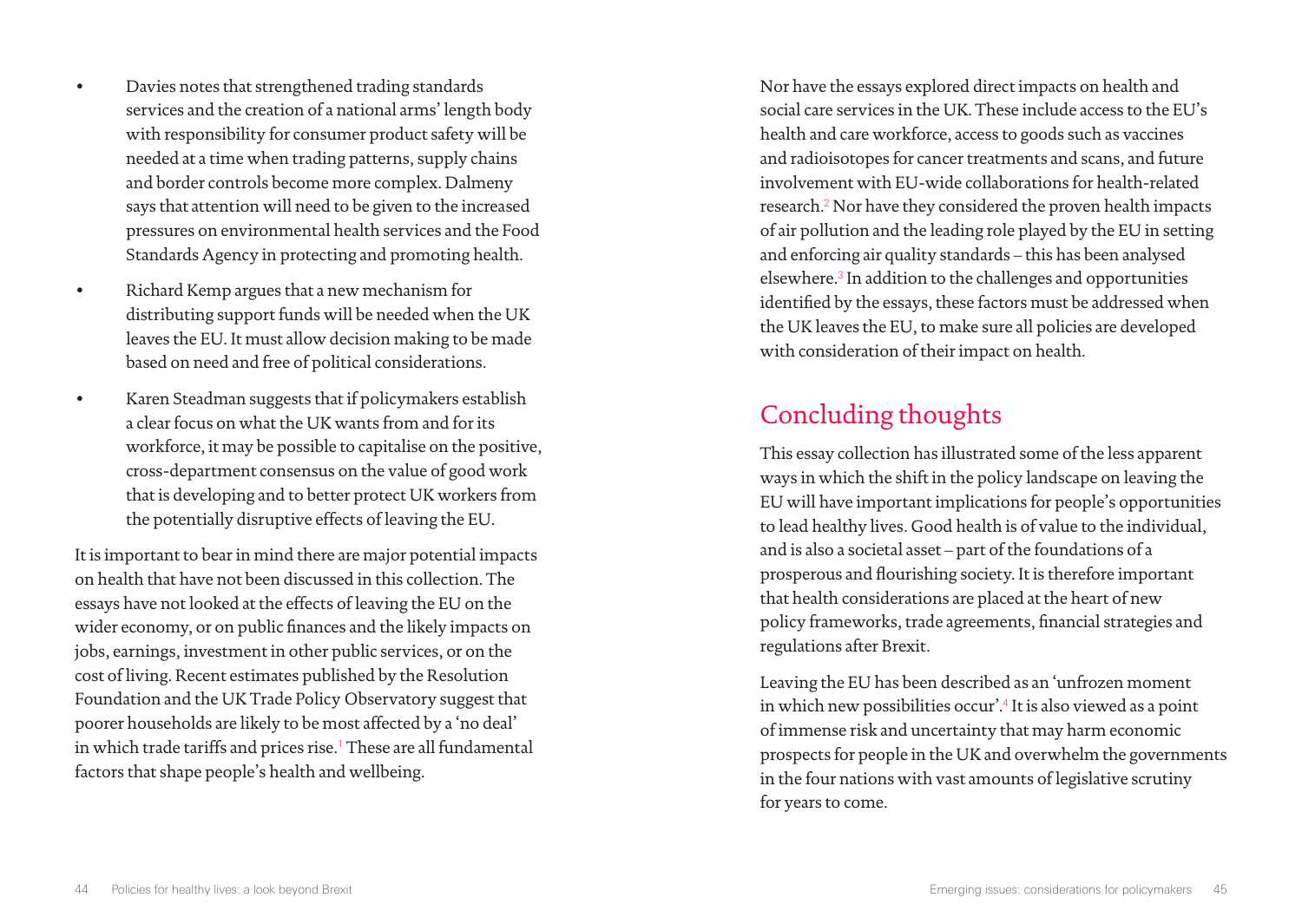- Davies notes that strengthened trading standards services and the creation of a national arms' length body with responsibility for consumer product safety will be needed at a time when trading patterns, supply chains and border controls become more complex. Dalmeny says that attention will need to be given to the increased pressures on environmental health services and the Food Standards Agency in protecting and promoting health.
- Richard Kemp argues that a new mechanism for distributing support funds will be needed when the UK leaves the EU. It must allow decision making to be made based on need and free of political considerations.
- Karen Steadman suggests that if policymakers establish a clear focus on what the UK wants from and for its workforce, it may be possible to capitalise on the positive, cross-department consensus on the value of good work that is developing and to better protect UK workers from the potentially disruptive effects of leaving the EU.

It is important to bear in mind there are major potential impacts on health that have not been discussed in this collection. The essays have not looked at the effects of leaving the EU on the wider economy, or on public finances and the likely impacts on jobs, earnings, investment in other public services, or on the cost of living. Recent estimates published by the Resolution Foundation and the UK Trade Policy Observatory suggest that poorer households are likely to be most affected by a 'no deal' in which trade tariffs and prices rise.[1] These are all fundamental factors that shape people's health and wellbeing.

Nor have the essays explored direct impacts on health and social care services in the UK. These include access to the EU's health and care workforce, access to goods such as vaccines and radioisotopes for cancer treatments and scans, and future involvement with EU-wide collaborations for health-related research.[2] Nor have they considered the proven health impacts of air pollution and the leading role played by the EU in setting and enforcing air quality standards – this has been analysed elsewhere.[3] In addition to the challenges and opportunities identified by the essays, these factors must be addressed when the UK leaves the EU, to make sure all policies are developed with consideration of their impact on health.

## Concluding thoughts

This essay collection has illustrated some of the less apparent ways in which the shift in the policy landscape on leaving the EU will have important implications for people's opportunities to lead healthy lives. Good health is of value to the individual, and is also a societal asset – part of the foundations of a prosperous and flourishing society. It is therefore important that health considerations are placed at the heart of new policy frameworks, trade agreements, financial strategies and regulations after Brexit.

Leaving the EU has been described as an 'unfrozen moment in which new possibilities occur'.[4] It is also viewed as a point of immense risk and uncertainty that may harm economic prospects for people in the UK and overwhelm the governments in the four nations with vast amounts of legislative scrutiny for years to come.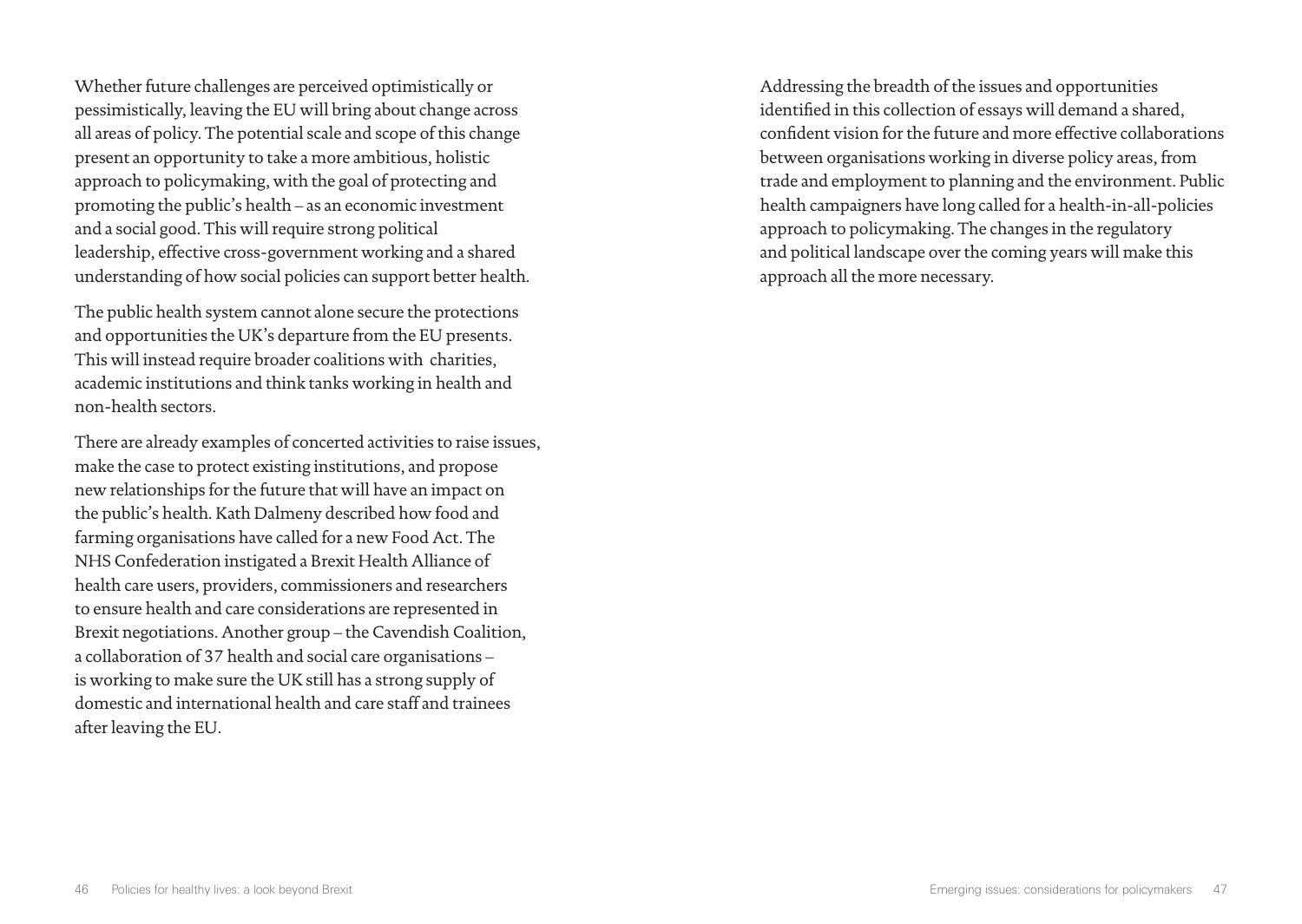Whether future challenges are perceived optimistically or pessimistically, leaving the EU will bring about change across all areas of policy. The potential scale and scope of this change present an opportunity to take a more ambitious, holistic approach to policymaking, with the goal of protecting and promoting the public's health – as an economic investment and a social good. This will require strong political leadership, effective cross-government working and a shared understanding of how social policies can support better health.

The public health system cannot alone secure the protections and opportunities the UK's departure from the EU presents. This will instead require broader coalitions with charities, academic institutions and think tanks working in health and non-health sectors.

There are already examples of concerted activities to raise issues, make the case to protect existing institutions, and propose new relationships for the future that will have an impact on the public's health. Kath Dalmeny described how food and farming organisations have called for a new Food Act. The NHS Confederation instigated a Brexit Health Alliance of health care users, providers, commissioners and researchers to ensure health and care considerations are represented in Brexit negotiations. Another group – the Cavendish Coalition, a collaboration of 37 health and social care organisations – is working to make sure the UK still has a strong supply of domestic and international health and care staff and trainees after leaving the EU.

Addressing the breadth of the issues and opportunities identified in this collection of essays will demand a shared, confident vision for the future and more effective collaborations between organisations working in diverse policy areas, from trade and employment to planning and the environment. Public health campaigners have long called for a health-in-all-policies approach to policymaking. The changes in the regulatory and political landscape over the coming years will make this approach all the more necessary.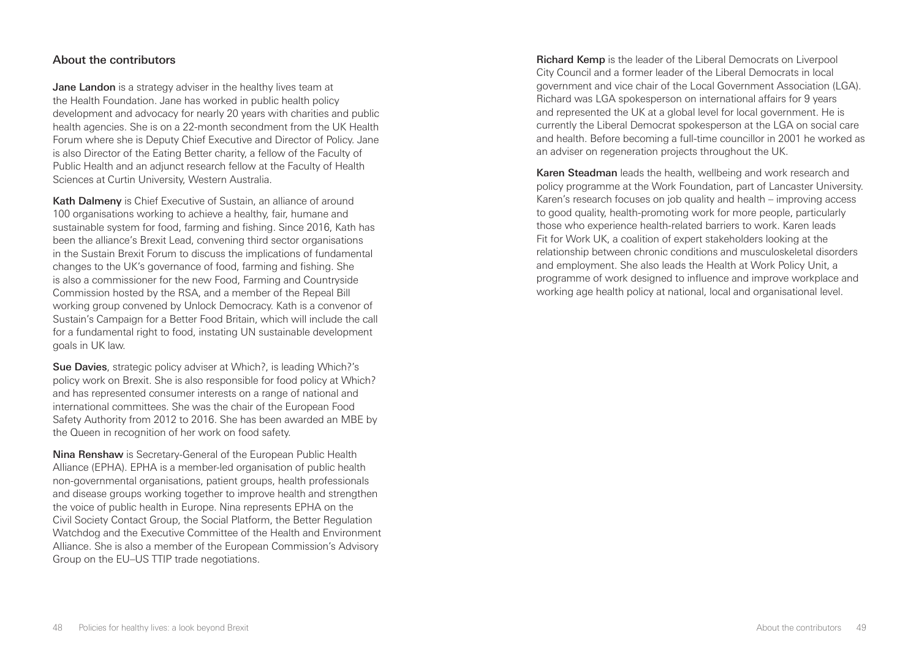## About the contributors

**Jane Landon** is a strategy adviser in the healthy lives team at the Health Foundation. Jane has worked in public health policy development and advocacy for nearly 20 years with charities and public health agencies. She is on a 22-month secondment from the UK Health Forum where she is Deputy Chief Executive and Director of Policy. Jane is also Director of the Eating Better charity, a fellow of the Faculty of Public Health and an adjunct research fellow at the Faculty of Health Sciences at Curtin University, Western Australia.

**Kath Dalmeny** is Chief Executive of Sustain, an alliance of around 100 organisations working to achieve a healthy, fair, humane and sustainable system for food, farming and fishing. Since 2016, Kath has been the alliance's Brexit Lead, convening third sector organisations in the Sustain Brexit Forum to discuss the implications of fundamental changes to the UK's governance of food, farming and fishing. She is also a commissioner for the new Food, Farming and Countryside Commission hosted by the RSA, and a member of the Repeal Bill working group convened by Unlock Democracy. Kath is a convenor of Sustain's Campaign for a Better Food Britain, which will include the call for a fundamental right to food, instating UN sustainable development goals in UK law.

**Sue Davies**, strategic policy adviser at Which?, is leading Which?'s policy work on Brexit. She is also responsible for food policy at Which? and has represented consumer interests on a range of national and international committees. She was the chair of the European Food Safety Authority from 2012 to 2016. She has been awarded an MBE by the Queen in recognition of her work on food safety.

**Nina Renshaw** is Secretary-General of the European Public Health Alliance (EPHA). EPHA is a member-led organisation of public health non-governmental organisations, patient groups, health professionals and disease groups working together to improve health and strengthen the voice of public health in Europe. Nina represents EPHA on the Civil Society Contact Group, the Social Platform, the Better Regulation Watchdog and the Executive Committee of the Health and Environment Alliance. She is also a member of the European Commission's Advisory Group on the EU–US TTIP trade negotiations.

**Richard Kemp** is the leader of the Liberal Democrats on Liverpool City Council and a former leader of the Liberal Democrats in local government and vice chair of the Local Government Association (LGA). Richard was LGA spokesperson on international affairs for 9 years and represented the UK at a global level for local government. He is currently the Liberal Democrat spokesperson at the LGA on social care and health. Before becoming a full-time councillor in 2001 he worked as an adviser on regeneration projects throughout the UK.

**Karen Steadman** leads the health, wellbeing and work research and policy programme at the Work Foundation, part of Lancaster University. Karen's research focuses on job quality and health – improving access to good quality, health-promoting work for more people, particularly those who experience health-related barriers to work. Karen leads Fit for Work UK, a coalition of expert stakeholders looking at the relationship between chronic conditions and musculoskeletal disorders and employment. She also leads the Health at Work Policy Unit, a programme of work designed to influence and improve workplace and working age health policy at national, local and organisational level.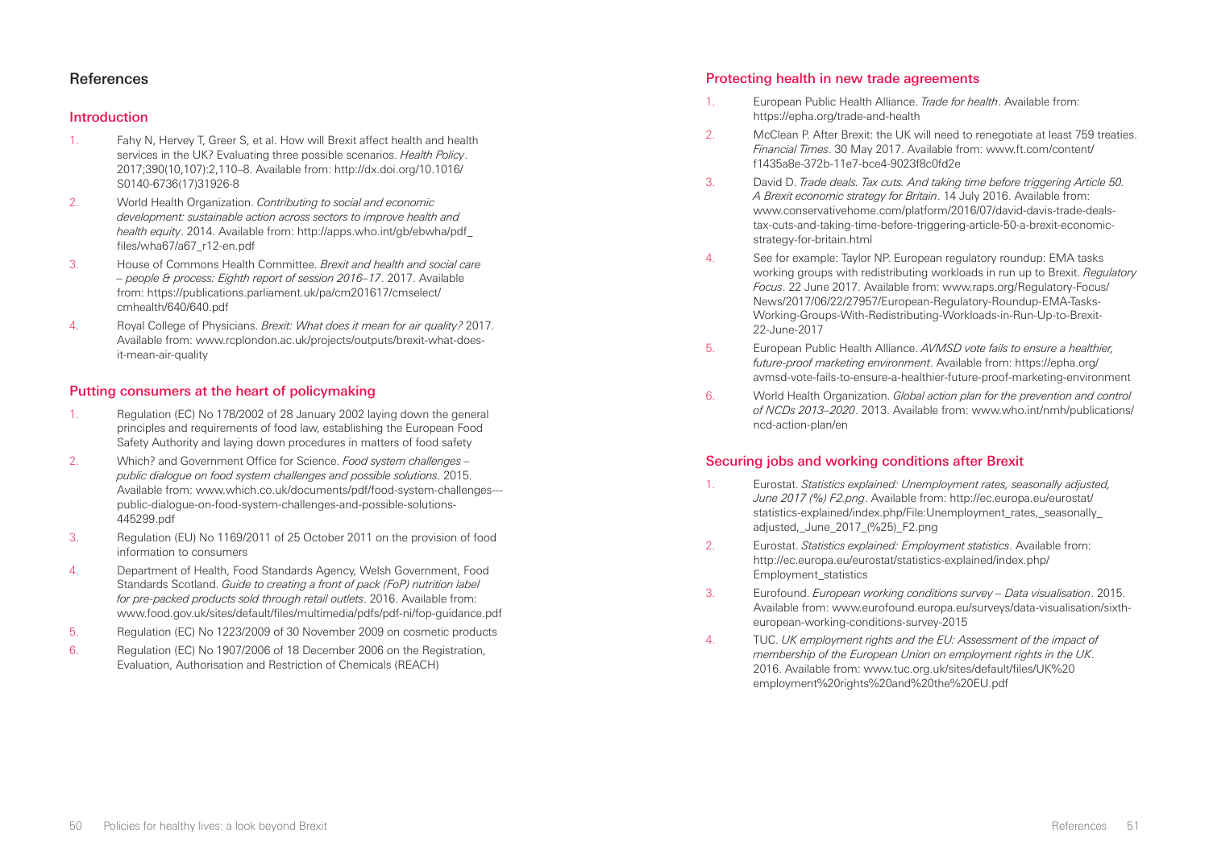# References

## Introduction

1. Fahy N, Hervey T, Greer S, et al. How will Brexit affect health and health services in the UK? Evaluating three possible scenarios. *Health Policy*. 2017;390(10,107):2,110–8. Available from: http://dx.doi.org/10.1016/S0140-6736(17)31926-8
2. World Health Organization. *Contributing to social and economic development: sustainable action across sectors to improve health and health equity*. 2014. Available from: http://apps.who.int/gb/ebwha/pdf_files/wha67/a67_r12-en.pdf
3. House of Commons Health Committee. *Brexit and health and social care – people & process: Eighth report of session 2016–17*. 2017. Available from: https://publications.parliament.uk/pa/cm201617/cmselect/cmhealth/640/640.pdf
4. Royal College of Physicians. *Brexit: What does it mean for air quality?* 2017. Available from: www.rcplondon.ac.uk/projects/outputs/brexit-what-does-it-mean-air-quality

## Putting consumers at the heart of policymaking

1. Regulation (EC) No 178/2002 of 28 January 2002 laying down the general principles and requirements of food law, establishing the European Food Safety Authority and laying down procedures in matters of food safety
2. Which? and Government Office for Science. *Food system challenges – public dialogue on food system challenges and possible solutions*. 2015. Available from: www.which.co.uk/documents/pdf/food-system-challenges---public-dialogue-on-food-system-challenges-and-possible-solutions-445299.pdf
3. Regulation (EU) No 1169/2011 of 25 October 2011 on the provision of food information to consumers
4. Department of Health, Food Standards Agency, Welsh Government, Food Standards Scotland. *Guide to creating a front of pack (FoP) nutrition label for pre-packed products sold through retail outlets*. 2016. Available from: www.food.gov.uk/sites/default/files/multimedia/pdfs/pdf-ni/fop-guidance.pdf
5. Regulation (EC) No 1223/2009 of 30 November 2009 on cosmetic products
6. Regulation (EC) No 1907/2006 of 18 December 2006 on the Registration, Evaluation, Authorisation and Restriction of Chemicals (REACH)

## Protecting health in new trade agreements

1. European Public Health Alliance. *Trade for health*. Available from: https://epha.org/trade-and-health
2. McClean P. After Brexit: the UK will need to renegotiate at least 759 treaties. *Financial Times*. 30 May 2017. Available from: www.ft.com/content/f1435a8e-372b-11e7-bce4-9023f8c0fd2e
3. David D. *Trade deals. Tax cuts. And taking time before triggering Article 50. A Brexit economic strategy for Britain*. 14 July 2016. Available from: www.conservativehome.com/platform/2016/07/david-davis-trade-deals-tax-cuts-and-taking-time-before-triggering-article-50-a-brexit-economic-strategy-for-britain.html
4. See for example: Taylor NP. European regulatory roundup: EMA tasks working groups with redistributing workloads in run up to Brexit. *Regulatory Focus*. 22 June 2017. Available from: www.raps.org/Regulatory-Focus/News/2017/06/22/27957/European-Regulatory-Roundup-EMA-Tasks-Working-Groups-With-Redistributing-Workloads-in-Run-Up-to-Brexit-22-June-2017
5. European Public Health Alliance. *AVMSD vote fails to ensure a healthier, future-proof marketing environment*. Available from: https://epha.org/avmsd-vote-fails-to-ensure-a-healthier-future-proof-marketing-environment
6. World Health Organization. *Global action plan for the prevention and control of NCDs 2013–2020*. 2013. Available from: www.who.int/nmh/publications/ncd-action-plan/en

## Securing jobs and working conditions after Brexit

1. Eurostat. *Statistics explained: Unemployment rates, seasonally adjusted, June 2017 (%) F2.png*. Available from: http://ec.europa.eu/eurostat/statistics-explained/index.php/File:Unemployment_rates,_seasonally_adjusted,_June_2017_(%25)_F2.png
2. Eurostat. *Statistics explained: Employment statistics*. Available from: http://ec.europa.eu/eurostat/statistics-explained/index.php/Employment_statistics
3. Eurofound. *European working conditions survey – Data visualisation*. 2015. Available from: www.eurofound.europa.eu/surveys/data-visualisation/sixth-european-working-conditions-survey-2015
4. TUC. *UK employment rights and the EU: Assessment of the impact of membership of the European Union on employment rights in the UK*. 2016. Available from: www.tuc.org.uk/sites/default/files/UK%20employment%20rights%20and%20the%20EU.pdf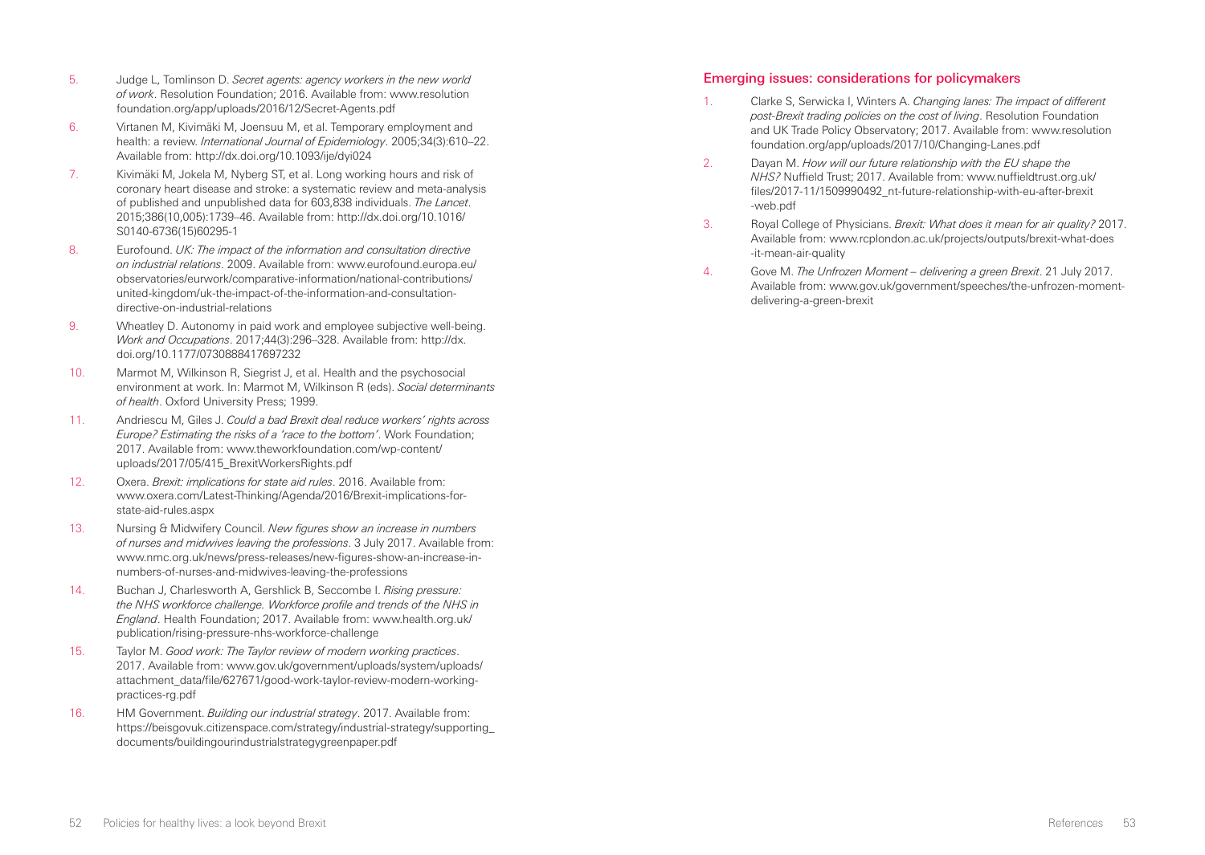5. Judge L, Tomlinson D. *Secret agents: agency workers in the new world of work*. Resolution Foundation; 2016. Available from: www.resolutionfoundation.org/app/uploads/2016/12/Secret-Agents.pdf
6. Virtanen M, Kivimäki M, Joensuu M, et al. Temporary employment and health: a review. *International Journal of Epidemiology*. 2005;34(3):610–22. Available from: http://dx.doi.org/10.1093/ije/dyi024
7. Kivimäki M, Jokela M, Nyberg ST, et al. Long working hours and risk of coronary heart disease and stroke: a systematic review and meta-analysis of published and unpublished data for 603,838 individuals. *The Lancet*. 2015;386(10,005):1739–46. Available from: http://dx.doi.org/10.1016/S0140-6736(15)60295-1
8. Eurofound. *UK: The impact of the information and consultation directive on industrial relations*. 2009. Available from: www.eurofound.europa.eu/observatories/eurwork/comparative-information/national-contributions/united-kingdom/uk-the-impact-of-the-information-and-consultation-directive-on-industrial-relations
9. Wheatley D. Autonomy in paid work and employee subjective well-being. *Work and Occupations*. 2017;44(3):296–328. Available from: http://dx.doi.org/10.1177/0730888417697232
10. Marmot M, Wilkinson R, Siegrist J, et al. Health and the psychosocial environment at work. In: Marmot M, Wilkinson R (eds). *Social determinants of health*. Oxford University Press; 1999.
11. Andriescu M, Giles J. *Could a bad Brexit deal reduce workers' rights across Europe? Estimating the risks of a 'race to the bottom'*. Work Foundation; 2017. Available from: www.theworkfoundation.com/wp-content/uploads/2017/05/415_BrexitWorkersRights.pdf
12. Oxera. *Brexit: implications for state aid rules*. 2016. Available from: www.oxera.com/Latest-Thinking/Agenda/2016/Brexit-implications-for-state-aid-rules.aspx
13. Nursing & Midwifery Council. *New figures show an increase in numbers of nurses and midwives leaving the professions*. 3 July 2017. Available from: www.nmc.org.uk/news/press-releases/new-figures-show-an-increase-in-numbers-of-nurses-and-midwives-leaving-the-professions
14. Buchan J, Charlesworth A, Gershlick B, Seccombe I. *Rising pressure: the NHS workforce challenge. Workforce profile and trends of the NHS in England*. Health Foundation; 2017. Available from: www.health.org.uk/publication/rising-pressure-nhs-workforce-challenge
15. Taylor M. *Good work: The Taylor review of modern working practices*. 2017. Available from: www.gov.uk/government/uploads/system/uploads/attachment_data/file/627671/good-work-taylor-review-modern-working-practices-rg.pdf
16. HM Government. *Building our industrial strategy*. 2017. Available from: https://beisgovuk.citizenspace.com/strategy/industrial-strategy/supporting_documents/buildingourindustrialstrategygreenpaper.pdf

## Emerging issues: considerations for policymakers

1. Clarke S, Serwicka I, Winters A. *Changing lanes: The impact of different post-Brexit trading policies on the cost of living*. Resolution Foundation and UK Trade Policy Observatory; 2017. Available from: www.resolutionfoundation.org/app/uploads/2017/10/Changing-Lanes.pdf
2. Dayan M. *How will our future relationship with the EU shape the NHS?* Nuffield Trust; 2017. Available from: www.nuffieldtrust.org.uk/files/2017-11/1509990492_nt-future-relationship-with-eu-after-brexit-web.pdf
3. Royal College of Physicians. *Brexit: What does it mean for air quality?* 2017. Available from: www.rcplondon.ac.uk/projects/outputs/brexit-what-does-it-mean-air-quality
4. Gove M. *The Unfrozen Moment – delivering a green Brexit*. 21 July 2017. Available from: www.gov.uk/government/speeches/the-unfrozen-moment-delivering-a-green-brexit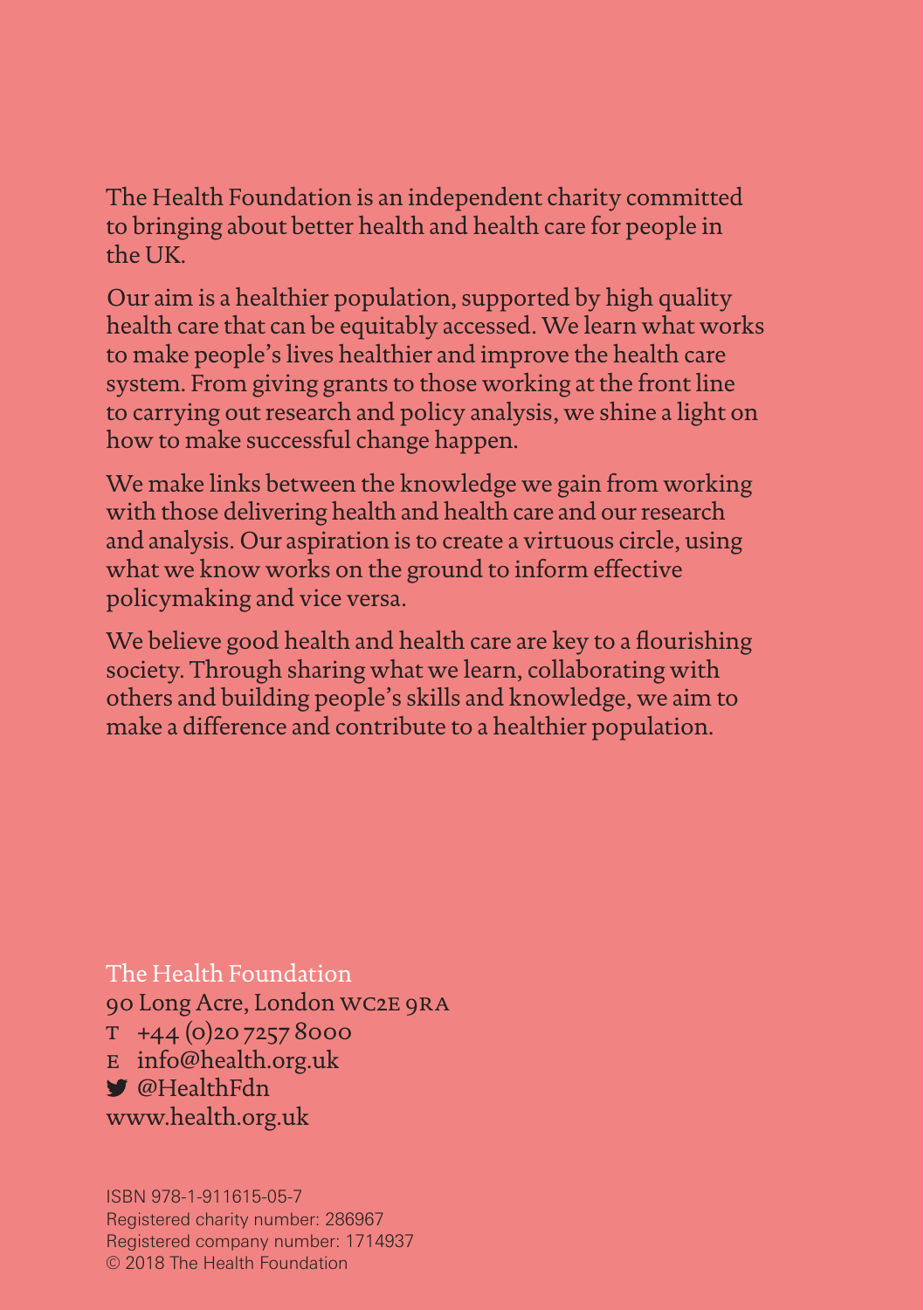The Health Foundation is an independent charity committed to bringing about better health and health care for people in the UK.

Our aim is a healthier population, supported by high quality health care that can be equitably accessed. We learn what works to make people's lives healthier and improve the health care system. From giving grants to those working at the front line to carrying out research and policy analysis, we shine a light on how to make successful change happen.

We make links between the knowledge we gain from working with those delivering health and health care and our research and analysis. Our aspiration is to create a virtuous circle, using what we know works on the ground to inform effective policymaking and vice versa.

We believe good health and health care are key to a flourishing society. Through sharing what we learn, collaborating with others and building people's skills and knowledge, we aim to make a difference and contribute to a healthier population.

The Health Foundation
90 Long Acre, London WC2E 9RA
T +44 (0)20 7257 8000
E info@health.org.uk
@HealthFdn
www.health.org.uk

ISBN 978-1-911615-05-7
Registered charity number: 286967
Registered company number: 1714937
© 2018 The Health Foundation